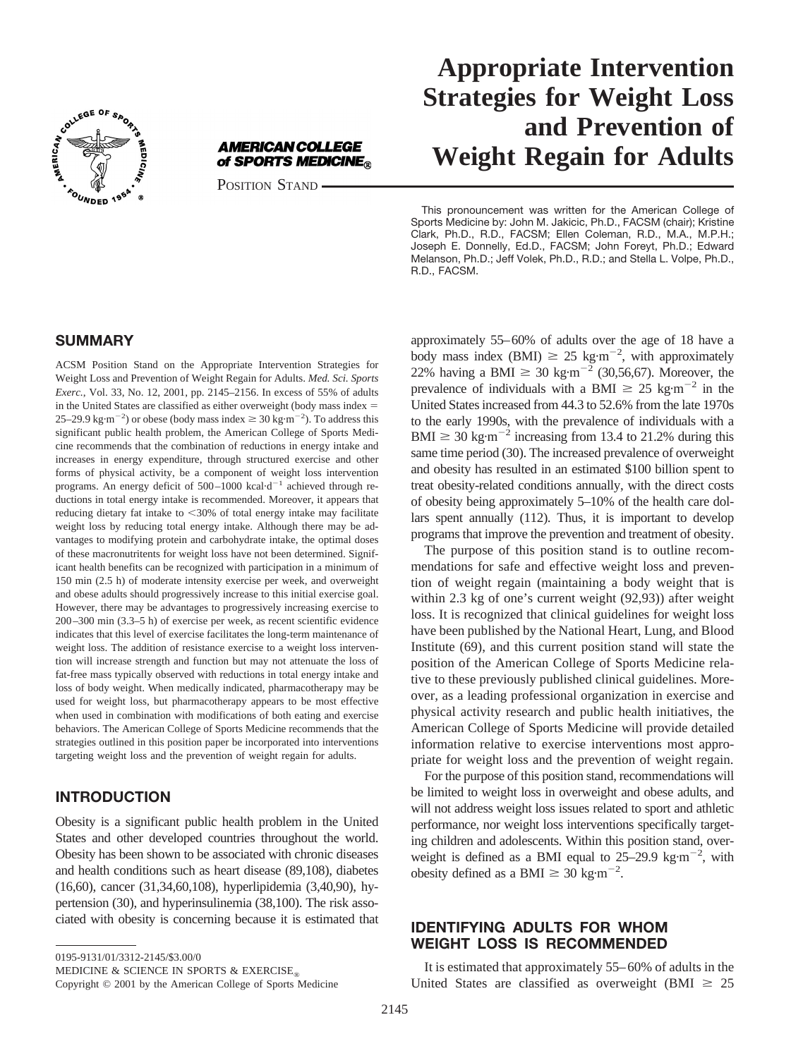AMERICAN COLLEGE of SPORTS MEDICINE®

POSITION STAND

# Appropriate Intervention Strategies for Weight Loss and Prevention of Weight Regain for Adults

This pronouncement was written for the American College of Sports Medicine by: John M. Jakicic, Ph.D., FACSM (chair); Kristine Clark, Ph.D., R.D., FACSM; Ellen Coleman, R.D., M.A., M.P.H.; Joseph E. Donnelly, Ed.D., FACSM; John Foreyt, Ph.D.; Edward Melanson, Ph.D.; Jeff Volek, Ph.D., R.D.; and Stella L. Volpe, Ph.D., R.D., FACSM.

## SUMMARY

ACSM Position Stand on the Appropriate Intervention Strategies for Weight Loss and Prevention of Weight Regain for Adults. *Med. Sci. Sports Exerc.*, Vol. 33, No. 12, 2001, pp. 2145–2156. In excess of 55% of adults in the United States are classified as either overweight (body mass index = 25–29.9 $kg \cdot m^{-2}$) or obese (body mass index $\geq$ 30 $kg \cdot m^{-2}$). To address this significant public health problem, the American College of Sports Medicine recommends that the combination of reductions in energy intake and increases in energy expenditure, through structured exercise and other forms of physical activity, be a component of weight loss intervention programs. An energy deficit of 500–1000 $kcal \cdot d^{-1}$ achieved through reductions in total energy intake is recommended. Moreover, it appears that reducing dietary fat intake to <30% of total energy intake may facilitate weight loss by reducing total energy intake. Although there may be advantages to modifying protein and carbohydrate intake, the optimal doses of these macronutrients for weight loss have not been determined. Significant health benefits can be recognized with participation in a minimum of 150 min (2.5 h) of moderate intensity exercise per week, and overweight and obese adults should progressively increase to this initial exercise goal. However, there may be advantages to progressively increasing exercise to 200–300 min (3.3–5 h) of exercise per week, as recent scientific evidence indicates that this level of exercise facilitates the long-term maintenance of weight loss. The addition of resistance exercise to a weight loss intervention will increase strength and function but may not attenuate the loss of fat-free mass typically observed with reductions in total energy intake and loss of body weight. When medically indicated, pharmacotherapy may be used for weight loss, but pharmacotherapy appears to be most effective when used in combination with modifications of both eating and exercise behaviors. The American College of Sports Medicine recommends that the strategies outlined in this position paper be incorporated into interventions targeting weight loss and the prevention of weight regain for adults.

## INTRODUCTION

Obesity is a significant public health problem in the United States and other developed countries throughout the world. Obesity has been shown to be associated with chronic diseases and health conditions such as heart disease (89,108), diabetes (16,60), cancer (31,34,60,108), hyperlipidemia (3,40,90), hypertension (30), and hyperinsulinemia (38,100). The risk associated with obesity is concerning because it is estimated that approximately 55–60% of adults over the age of 18 have a body mass index (BMI) $\geq$ 25 $kg \cdot m^{-2}$, with approximately 22% having a BMI $\geq$ 30 $kg \cdot m^{-2}$ (30,56,67). Moreover, the prevalence of individuals with a BMI $\geq$ 25 $kg \cdot m^{-2}$ in the United States increased from 44.3 to 52.6% from the late 1970s to the early 1990s, with the prevalence of individuals with a BMI $\geq$ 30 $kg \cdot m^{-2}$ increasing from 13.4 to 21.2% during this same time period (30). The increased prevalence of overweight and obesity has resulted in an estimated \$100 billion spent to treat obesity-related conditions annually, with the direct costs of obesity being approximately 5–10% of the health care dollars spent annually (112). Thus, it is important to develop programs that improve the prevention and treatment of obesity.

The purpose of this position stand is to outline recommendations for safe and effective weight loss and prevention of weight regain (maintaining a body weight that is within 2.3 kg of one's current weight (92,93)) after weight loss. It is recognized that clinical guidelines for weight loss have been published by the National Heart, Lung, and Blood Institute (69), and this current position stand will state the position of the American College of Sports Medicine relative to these previously published clinical guidelines. Moreover, as a leading professional organization in exercise and physical activity research and public health initiatives, the American College of Sports Medicine will provide detailed information relative to exercise interventions most appropriate for weight loss and the prevention of weight regain.

For the purpose of this position stand, recommendations will be limited to weight loss in overweight and obese adults, and will not address weight loss issues related to sport and athletic performance, nor weight loss interventions specifically targeting children and adolescents. Within this position stand, overweight is defined as a BMI equal to 25–29.9 $kg \cdot m^{-2}$, with obesity defined as a BMI $\geq$ 30 $kg \cdot m^{-2}$.

## IDENTIFYING ADULTS FOR WHOM WEIGHT LOSS IS RECOMMENDED

It is estimated that approximately 55–60% of adults in the United States are classified as overweight (BMI $\geq$ 25

0195-9131/01/3312-2145/\$3.00/0
MEDICINE & SCIENCE IN SPORTS & EXERCISE®
Copyright © 2001 by the American College of Sports Medicine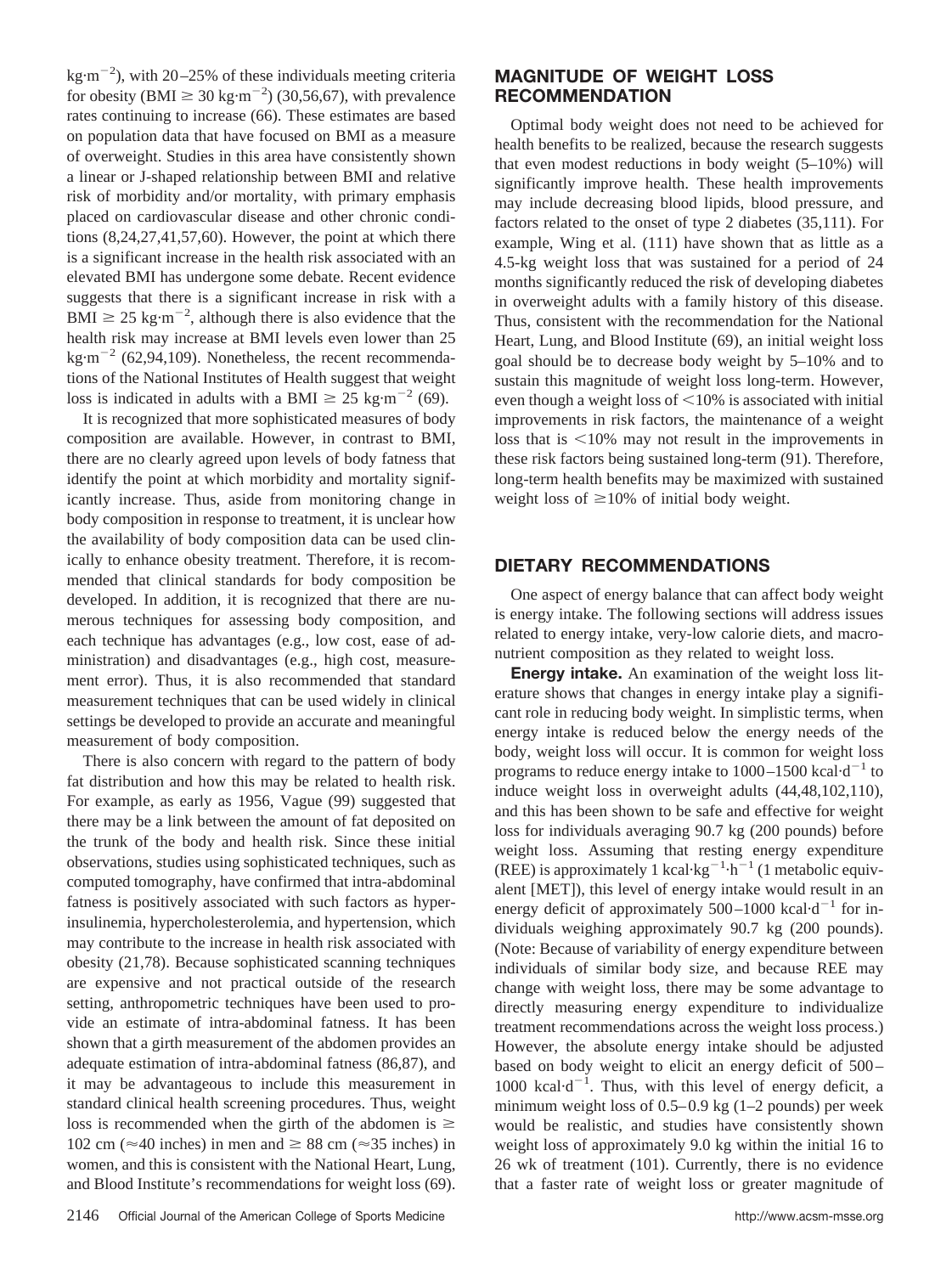$kg \cdot m^{-2}$), with 20–25% of these individuals meeting criteria for obesity (BMI $\geq 30$ $kg \cdot m^{-2}$) (30,56,67), with prevalence rates continuing to increase (66). These estimates are based on population data that have focused on BMI as a measure of overweight. Studies in this area have consistently shown a linear or J-shaped relationship between BMI and relative risk of morbidity and/or mortality, with primary emphasis placed on cardiovascular disease and other chronic conditions (8,24,27,41,57,60). However, the point at which there is a significant increase in the health risk associated with an elevated BMI has undergone some debate. Recent evidence suggests that there is a significant increase in risk with a BMI $\geq 25$ $kg \cdot m^{-2}$, although there is also evidence that the health risk may increase at BMI levels even lower than 25 $kg \cdot m^{-2}$ (62,94,109). Nonetheless, the recent recommendations of the National Institutes of Health suggest that weight loss is indicated in adults with a BMI $\geq 25$ $kg \cdot m^{-2}$ (69).

It is recognized that more sophisticated measures of body composition are available. However, in contrast to BMI, there are no clearly agreed upon levels of body fatness that identify the point at which morbidity and mortality significantly increase. Thus, aside from monitoring change in body composition in response to treatment, it is unclear how the availability of body composition data can be used clinically to enhance obesity treatment. Therefore, it is recommended that clinical standards for body composition be developed. In addition, it is recognized that there are numerous techniques for assessing body composition, and each technique has advantages (e.g., low cost, ease of administration) and disadvantages (e.g., high cost, measurement error). Thus, it is also recommended that standard measurement techniques that can be used widely in clinical settings be developed to provide an accurate and meaningful measurement of body composition.

There is also concern with regard to the pattern of body fat distribution and how this may be related to health risk. For example, as early as 1956, Vague (99) suggested that there may be a link between the amount of fat deposited on the trunk of the body and health risk. Since these initial observations, studies using sophisticated techniques, such as computed tomography, have confirmed that intra-abdominal fatness is positively associated with such factors as hyperinsulinemia, hypercholesterolemia, and hypertension, which may contribute to the increase in health risk associated with obesity (21,78). Because sophisticated scanning techniques are expensive and not practical outside of the research setting, anthropometric techniques have been used to provide an estimate of intra-abdominal fatness. It has been shown that a girth measurement of the abdomen provides an adequate estimation of intra-abdominal fatness (86,87), and it may be advantageous to include this measurement in standard clinical health screening procedures. Thus, weight loss is recommended when the girth of the abdomen is $\geq$ 102 cm ($\approx$40 inches) in men and $\geq$ 88 cm ($\approx$35 inches) in women, and this is consistent with the National Heart, Lung, and Blood Institute's recommendations for weight loss (69).

## MAGNITUDE OF WEIGHT LOSS RECOMMENDATION

Optimal body weight does not need to be achieved for health benefits to be realized, because the research suggests that even modest reductions in body weight (5–10%) will significantly improve health. These health improvements may include decreasing blood lipids, blood pressure, and factors related to the onset of type 2 diabetes (35,111). For example, Wing et al. (111) have shown that as little as a 4.5-kg weight loss that was sustained for a period of 24 months significantly reduced the risk of developing diabetes in overweight adults with a family history of this disease. Thus, consistent with the recommendation for the National Heart, Lung, and Blood Institute (69), an initial weight loss goal should be to decrease body weight by 5–10% and to sustain this magnitude of weight loss long-term. However, even though a weight loss of <10% is associated with initial improvements in risk factors, the maintenance of a weight loss that is <10% may not result in the improvements in these risk factors being sustained long-term (91). Therefore, long-term health benefits may be maximized with sustained weight loss of $\geq$10% of initial body weight.

## DIETARY RECOMMENDATIONS

One aspect of energy balance that can affect body weight is energy intake. The following sections will address issues related to energy intake, very-low calorie diets, and macronutrient composition as they related to weight loss.

**Energy intake.** An examination of the weight loss literature shows that changes in energy intake play a significant role in reducing body weight. In simplistic terms, when energy intake is reduced below the energy needs of the body, weight loss will occur. It is common for weight loss programs to reduce energy intake to 1000–1500 $kcal \cdot d^{-1}$ to induce weight loss in overweight adults (44,48,102,110), and this has been shown to be safe and effective for weight loss for individuals averaging 90.7 kg (200 pounds) before weight loss. Assuming that resting energy expenditure (REE) is approximately 1 $kcal \cdot kg^{-1} \cdot h^{-1}$ (1 metabolic equivalent [MET]), this level of energy intake would result in an energy deficit of approximately 500–1000 $kcal \cdot d^{-1}$ for individuals weighing approximately 90.7 kg (200 pounds). (Note: Because of variability of energy expenditure between individuals of similar body size, and because REE may change with weight loss, there may be some advantage to directly measuring energy expenditure to individualize treatment recommendations across the weight loss process.) However, the absolute energy intake should be adjusted based on body weight to elicit an energy deficit of 500–1000 $kcal \cdot d^{-1}$. Thus, with this level of energy deficit, a minimum weight loss of 0.5–0.9 kg (1–2 pounds) per week would be realistic, and studies have consistently shown weight loss of approximately 9.0 kg within the initial 16 to 26 wk of treatment (101). Currently, there is no evidence that a faster rate of weight loss or greater magnitude of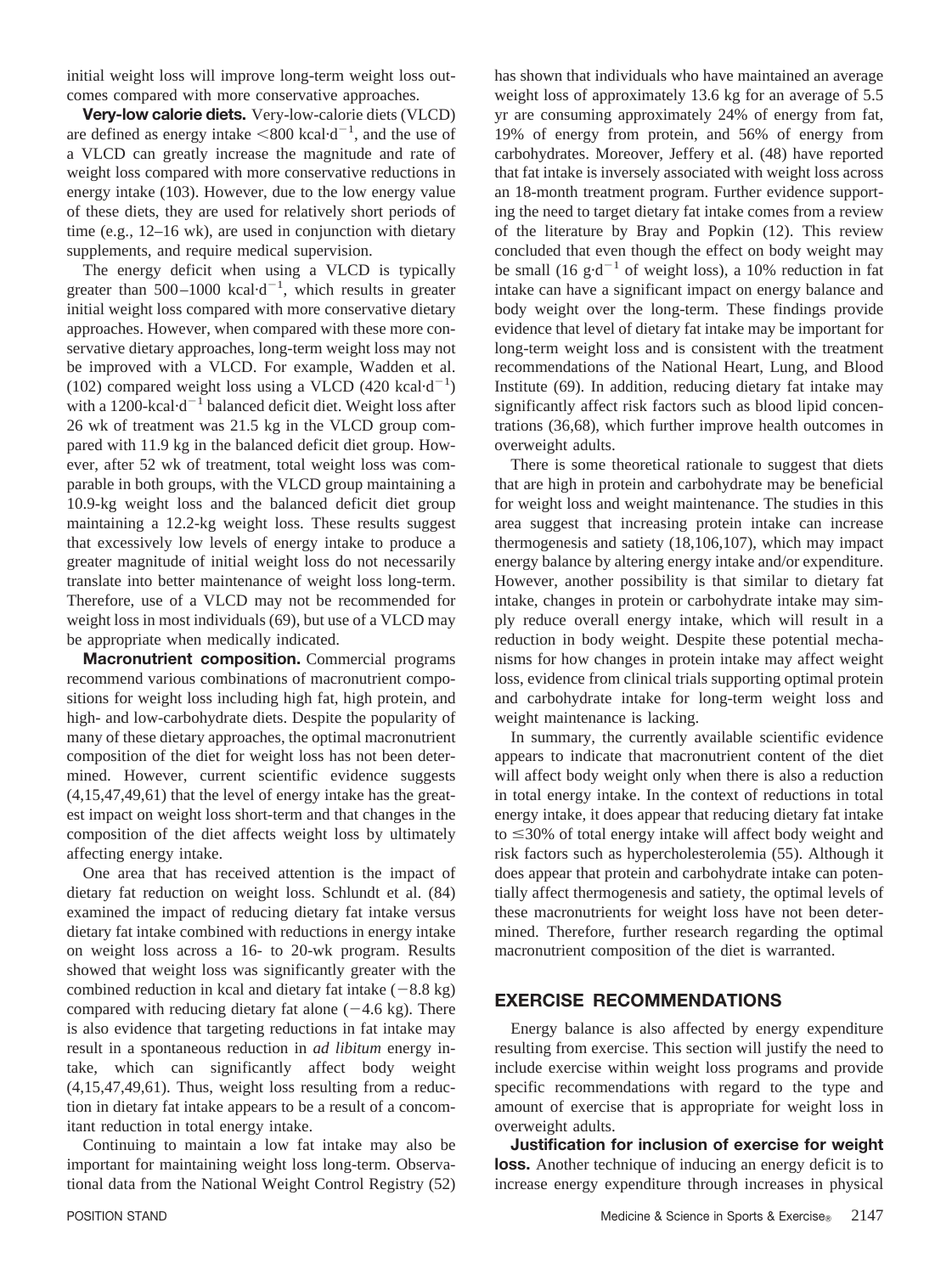initial weight loss will improve long-term weight loss outcomes compared with more conservative approaches.

**Very-low calorie diets.** Very-low-calorie diets (VLCD) are defined as energy intake $<800$ kcal·d$^{-1}$, and the use of a VLCD can greatly increase the magnitude and rate of weight loss compared with more conservative reductions in energy intake (103). However, due to the low energy value of these diets, they are used for relatively short periods of time (e.g., 12–16 wk), are used in conjunction with dietary supplements, and require medical supervision.

The energy deficit when using a VLCD is typically greater than 500–1000 kcal·d$^{-1}$, which results in greater initial weight loss compared with more conservative dietary approaches. However, when compared with these more conservative dietary approaches, long-term weight loss may not be improved with a VLCD. For example, Wadden et al. (102) compared weight loss using a VLCD (420 kcal·d$^{-1}$) with a 1200-kcal·d$^{-1}$ balanced deficit diet. Weight loss after 26 wk of treatment was 21.5 kg in the VLCD group compared with 11.9 kg in the balanced deficit diet group. However, after 52 wk of treatment, total weight loss was comparable in both groups, with the VLCD group maintaining a 10.9-kg weight loss and the balanced deficit diet group maintaining a 12.2-kg weight loss. These results suggest that excessively low levels of energy intake to produce a greater magnitude of initial weight loss do not necessarily translate into better maintenance of weight loss long-term. Therefore, use of a VLCD may not be recommended for weight loss in most individuals (69), but use of a VLCD may be appropriate when medically indicated.

**Macronutrient composition.** Commercial programs recommend various combinations of macronutrient compositions for weight loss including high fat, high protein, and high- and low-carbohydrate diets. Despite the popularity of many of these dietary approaches, the optimal macronutrient composition of the diet for weight loss has not been determined. However, current scientific evidence suggests (4,15,47,49,61) that the level of energy intake has the greatest impact on weight loss short-term and that changes in the composition of the diet affects weight loss by ultimately affecting energy intake.

One area that has received attention is the impact of dietary fat reduction on weight loss. Schlundt et al. (84) examined the impact of reducing dietary fat intake versus dietary fat intake combined with reductions in energy intake on weight loss across a 16- to 20-wk program. Results showed that weight loss was significantly greater with the combined reduction in kcal and dietary fat intake ($-8.8$ kg) compared with reducing dietary fat alone ($-4.6$ kg). There is also evidence that targeting reductions in fat intake may result in a spontaneous reduction in *ad libitum* energy intake, which can significantly affect body weight (4,15,47,49,61). Thus, weight loss resulting from a reduction in dietary fat intake appears to be a result of a concomitant reduction in total energy intake.

Continuing to maintain a low fat intake may also be important for maintaining weight loss long-term. Observational data from the National Weight Control Registry (52) has shown that individuals who have maintained an average weight loss of approximately 13.6 kg for an average of 5.5 yr are consuming approximately 24% of energy from fat, 19% of energy from protein, and 56% of energy from carbohydrates. Moreover, Jeffery et al. (48) have reported that fat intake is inversely associated with weight loss across an 18-month treatment program. Further evidence supporting the need to target dietary fat intake comes from a review of the literature by Bray and Popkin (12). This review concluded that even though the effect on body weight may be small (16 g·d$^{-1}$ of weight loss), a 10% reduction in fat intake can have a significant impact on energy balance and body weight over the long-term. These findings provide evidence that level of dietary fat intake may be important for long-term weight loss and is consistent with the treatment recommendations of the National Heart, Lung, and Blood Institute (69). In addition, reducing dietary fat intake may significantly affect risk factors such as blood lipid concentrations (36,68), which further improve health outcomes in overweight adults.

There is some theoretical rationale to suggest that diets that are high in protein and carbohydrate may be beneficial for weight loss and weight maintenance. The studies in this area suggest that increasing protein intake can increase thermogenesis and satiety (18,106,107), which may impact energy balance by altering energy intake and/or expenditure. However, another possibility is that similar to dietary fat intake, changes in protein or carbohydrate intake may simply reduce overall energy intake, which will result in a reduction in body weight. Despite these potential mechanisms for how changes in protein intake may affect weight loss, evidence from clinical trials supporting optimal protein and carbohydrate intake for long-term weight loss and weight maintenance is lacking.

In summary, the currently available scientific evidence appears to indicate that macronutrient content of the diet will affect body weight only when there is also a reduction in total energy intake. In the context of reductions in total energy intake, it does appear that reducing dietary fat intake to $\leq$30% of total energy intake will affect body weight and risk factors such as hypercholesterolemia (55). Although it does appear that protein and carbohydrate intake can potentially affect thermogenesis and satiety, the optimal levels of these macronutrients for weight loss have not been determined. Therefore, further research regarding the optimal macronutrient composition of the diet is warranted.

## EXERCISE RECOMMENDATIONS

Energy balance is also affected by energy expenditure resulting from exercise. This section will justify the need to include exercise within weight loss programs and provide specific recommendations with regard to the type and amount of exercise that is appropriate for weight loss in overweight adults.

**Justification for inclusion of exercise for weight loss.** Another technique of inducing an energy deficit is to increase energy expenditure through increases in physical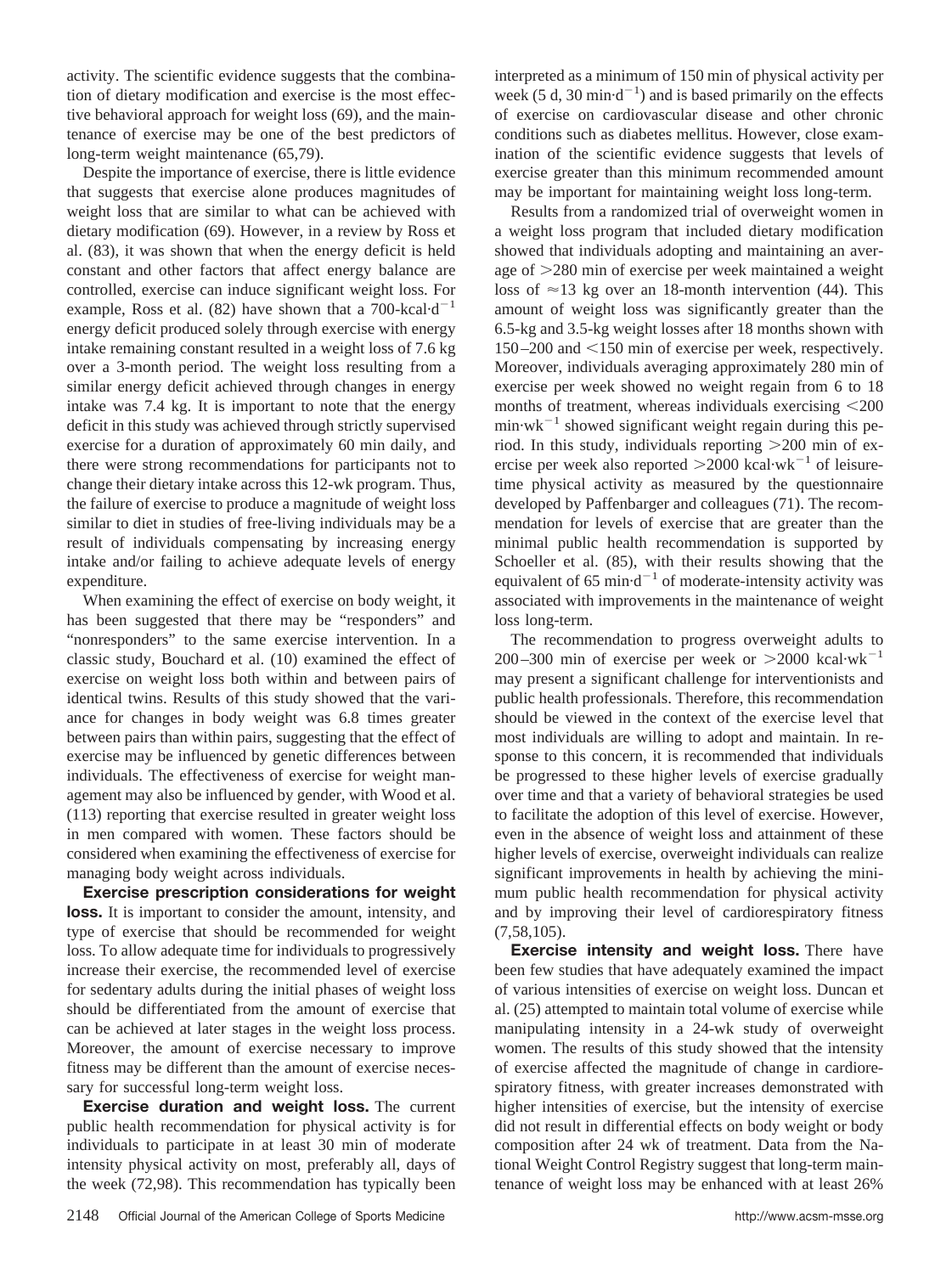activity. The scientific evidence suggests that the combination of dietary modification and exercise is the most effective behavioral approach for weight loss (69), and the maintenance of exercise may be one of the best predictors of long-term weight maintenance (65,79).

Despite the importance of exercise, there is little evidence that suggests that exercise alone produces magnitudes of weight loss that are similar to what can be achieved with dietary modification (69). However, in a review by Ross et al. (83), it was shown that when the energy deficit is held constant and other factors that affect energy balance are controlled, exercise can induce significant weight loss. For example, Ross et al. (82) have shown that a 700-kcal$\cdot$d$^{-1}$ energy deficit produced solely through exercise with energy intake remaining constant resulted in a weight loss of 7.6 kg over a 3-month period. The weight loss resulting from a similar energy deficit achieved through changes in energy intake was 7.4 kg. It is important to note that the energy deficit in this study was achieved through strictly supervised exercise for a duration of approximately 60 min daily, and there were strong recommendations for participants not to change their dietary intake across this 12-wk program. Thus, the failure of exercise to produce a magnitude of weight loss similar to diet in studies of free-living individuals may be a result of individuals compensating by increasing energy intake and/or failing to achieve adequate levels of energy expenditure.

When examining the effect of exercise on body weight, it has been suggested that there may be "responders" and "nonresponders" to the same exercise intervention. In a classic study, Bouchard et al. (10) examined the effect of exercise on weight loss both within and between pairs of identical twins. Results of this study showed that the variance for changes in body weight was 6.8 times greater between pairs than within pairs, suggesting that the effect of exercise may be influenced by genetic differences between individuals. The effectiveness of exercise for weight management may also be influenced by gender, with Wood et al. (113) reporting that exercise resulted in greater weight loss in men compared with women. These factors should be considered when examining the effectiveness of exercise for managing body weight across individuals.

**Exercise prescription considerations for weight loss.** It is important to consider the amount, intensity, and type of exercise that should be recommended for weight loss. To allow adequate time for individuals to progressively increase their exercise, the recommended level of exercise for sedentary adults during the initial phases of weight loss should be differentiated from the amount of exercise that can be achieved at later stages in the weight loss process. Moreover, the amount of exercise necessary to improve fitness may be different than the amount of exercise necessary for successful long-term weight loss.

**Exercise duration and weight loss.** The current public health recommendation for physical activity is for individuals to participate in at least 30 min of moderate intensity physical activity on most, preferably all, days of the week (72,98). This recommendation has typically been interpreted as a minimum of 150 min of physical activity per week (5 d, 30 min$\cdot$d$^{-1}$) and is based primarily on the effects of exercise on cardiovascular disease and other chronic conditions such as diabetes mellitus. However, close examination of the scientific evidence suggests that levels of exercise greater than this minimum recommended amount may be important for maintaining weight loss long-term.

Results from a randomized trial of overweight women in a weight loss program that included dietary modification showed that individuals adopting and maintaining an average of >280 min of exercise per week maintained a weight loss of ≈13 kg over an 18-month intervention (44). This amount of weight loss was significantly greater than the 6.5-kg and 3.5-kg weight losses after 18 months shown with 150–200 and <150 min of exercise per week, respectively. Moreover, individuals averaging approximately 280 min of exercise per week showed no weight regain from 6 to 18 months of treatment, whereas individuals exercising <200 min$\cdot$wk$^{-1}$ showed significant weight regain during this period. In this study, individuals reporting >200 min of exercise per week also reported >2000 kcal$\cdot$wk$^{-1}$ of leisure-time physical activity as measured by the questionnaire developed by Paffenbarger and colleagues (71). The recommendation for levels of exercise that are greater than the minimal public health recommendation is supported by Schoeller et al. (85), with their results showing that the equivalent of 65 min$\cdot$d$^{-1}$ of moderate-intensity activity was associated with improvements in the maintenance of weight loss long-term.

The recommendation to progress overweight adults to 200–300 min of exercise per week or >2000 kcal$\cdot$wk$^{-1}$ may present a significant challenge for interventionists and public health professionals. Therefore, this recommendation should be viewed in the context of the exercise level that most individuals are willing to adopt and maintain. In response to this concern, it is recommended that individuals be progressed to these higher levels of exercise gradually over time and that a variety of behavioral strategies be used to facilitate the adoption of this level of exercise. However, even in the absence of weight loss and attainment of these higher levels of exercise, overweight individuals can realize significant improvements in health by achieving the minimum public health recommendation for physical activity and by improving their level of cardiorespiratory fitness (7,58,105).

**Exercise intensity and weight loss.** There have been few studies that have adequately examined the impact of various intensities of exercise on weight loss. Duncan et al. (25) attempted to maintain total volume of exercise while manipulating intensity in a 24-wk study of overweight women. The results of this study showed that the intensity of exercise affected the magnitude of change in cardiorespiratory fitness, with greater increases demonstrated with higher intensities of exercise, but the intensity of exercise did not result in differential effects on body weight or body composition after 24 wk of treatment. Data from the National Weight Control Registry suggest that long-term maintenance of weight loss may be enhanced with at least 26%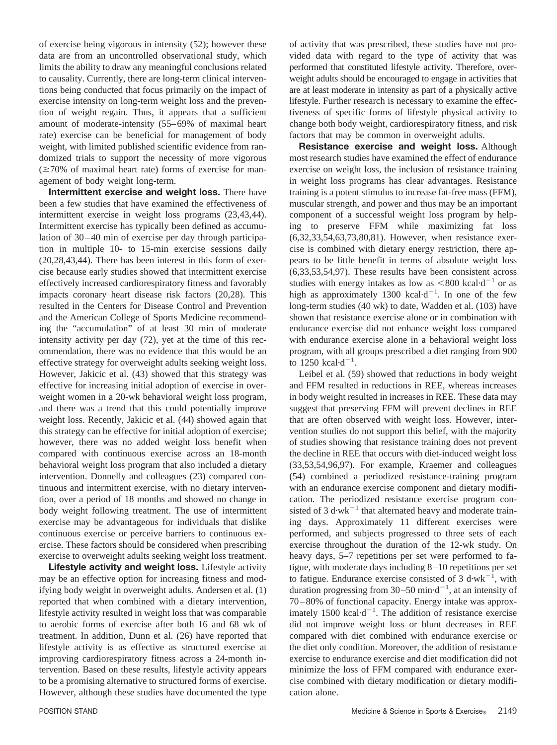of exercise being vigorous in intensity (52); however these data are from an uncontrolled observational study, which limits the ability to draw any meaningful conclusions related to causality. Currently, there are long-term clinical interventions being conducted that focus primarily on the impact of exercise intensity on long-term weight loss and the prevention of weight regain. Thus, it appears that a sufficient amount of moderate-intensity (55–69% of maximal heart rate) exercise can be beneficial for management of body weight, with limited published scientific evidence from randomized trials to support the necessity of more vigorous ($\geq$70% of maximal heart rate) forms of exercise for management of body weight long-term.

**Intermittent exercise and weight loss.** There have been a few studies that have examined the effectiveness of intermittent exercise in weight loss programs (23,43,44). Intermittent exercise has typically been defined as accumulation of 30–40 min of exercise per day through participation in multiple 10- to 15-min exercise sessions daily (20,28,43,44). There has been interest in this form of exercise because early studies showed that intermittent exercise effectively increased cardiorespiratory fitness and favorably impacts coronary heart disease risk factors (20,28). This resulted in the Centers for Disease Control and Prevention and the American College of Sports Medicine recommending the "accumulation" of at least 30 min of moderate intensity activity per day (72), yet at the time of this recommendation, there was no evidence that this would be an effective strategy for overweight adults seeking weight loss. However, Jakicic et al. (43) showed that this strategy was effective for increasing initial adoption of exercise in overweight women in a 20-wk behavioral weight loss program, and there was a trend that this could potentially improve weight loss. Recently, Jakicic et al. (44) showed again that this strategy can be effective for initial adoption of exercise; however, there was no added weight loss benefit when compared with continuous exercise across an 18-month behavioral weight loss program that also included a dietary intervention. Donnelly and colleagues (23) compared continuous and intermittent exercise, with no dietary intervention, over a period of 18 months and showed no change in body weight following treatment. The use of intermittent exercise may be advantageous for individuals that dislike continuous exercise or perceive barriers to continuous exercise. These factors should be considered when prescribing exercise to overweight adults seeking weight loss treatment.

**Lifestyle activity and weight loss.** Lifestyle activity may be an effective option for increasing fitness and modifying body weight in overweight adults. Andersen et al. (1) reported that when combined with a dietary intervention, lifestyle activity resulted in weight loss that was comparable to aerobic forms of exercise after both 16 and 68 wk of treatment. In addition, Dunn et al. (26) have reported that lifestyle activity is as effective as structured exercise at improving cardiorespiratory fitness across a 24-month intervention. Based on these results, lifestyle activity appears to be a promising alternative to structured forms of exercise. However, although these studies have documented the type of activity that was prescribed, these studies have not provided data with regard to the type of activity that was performed that constituted lifestyle activity. Therefore, overweight adults should be encouraged to engage in activities that are at least moderate in intensity as part of a physically active lifestyle. Further research is necessary to examine the effectiveness of specific forms of lifestyle physical activity to change both body weight, cardiorespiratory fitness, and risk factors that may be common in overweight adults.

**Resistance exercise and weight loss.** Although most research studies have examined the effect of endurance exercise on weight loss, the inclusion of resistance training in weight loss programs has clear advantages. Resistance training is a potent stimulus to increase fat-free mass (FFM), muscular strength, and power and thus may be an important component of a successful weight loss program by helping to preserve FFM while maximizing fat loss (6,32,33,54,63,73,80,81). However, when resistance exercise is combined with dietary energy restriction, there appears to be little benefit in terms of absolute weight loss (6,33,53,54,97). These results have been consistent across studies with energy intakes as low as $<$800 $\text{kcal}\cdot\text{d}^{-1}$ or as high as approximately 1300 $\text{kcal}\cdot\text{d}^{-1}$. In one of the few long-term studies (40 wk) to date, Wadden et al. (103) have shown that resistance exercise alone or in combination with endurance exercise did not enhance weight loss compared with endurance exercise alone in a behavioral weight loss program, with all groups prescribed a diet ranging from 900 to 1250 $\text{kcal}\cdot\text{d}^{-1}$.

Leibel et al. (59) showed that reductions in body weight and FFM resulted in reductions in REE, whereas increases in body weight resulted in increases in REE. These data may suggest that preserving FFM will prevent declines in REE that are often observed with weight loss. However, intervention studies do not support this belief, with the majority of studies showing that resistance training does not prevent the decline in REE that occurs with diet-induced weight loss (33,53,54,96,97). For example, Kraemer and colleagues (54) combined a periodized resistance-training program with an endurance exercise component and dietary modification. The periodized resistance exercise program consisted of 3 $\text{d}\cdot\text{wk}^{-1}$ that alternated heavy and moderate training days. Approximately 11 different exercises were performed, and subjects progressed to three sets of each exercise throughout the duration of the 12-wk study. On heavy days, 5–7 repetitions per set were performed to fatigue, with moderate days including 8–10 repetitions per set to fatigue. Endurance exercise consisted of 3 $\text{d}\cdot\text{wk}^{-1}$, with duration progressing from 30–50 $\text{min}\cdot\text{d}^{-1}$, at an intensity of 70–80% of functional capacity. Energy intake was approximately 1500 $\text{kcal}\cdot\text{d}^{-1}$. The addition of resistance exercise did not improve weight loss or blunt decreases in REE compared with diet combined with endurance exercise or the diet only condition. Moreover, the addition of resistance exercise to endurance exercise and diet modification did not minimize the loss of FFM compared with endurance exercise combined with dietary modification or dietary modification alone.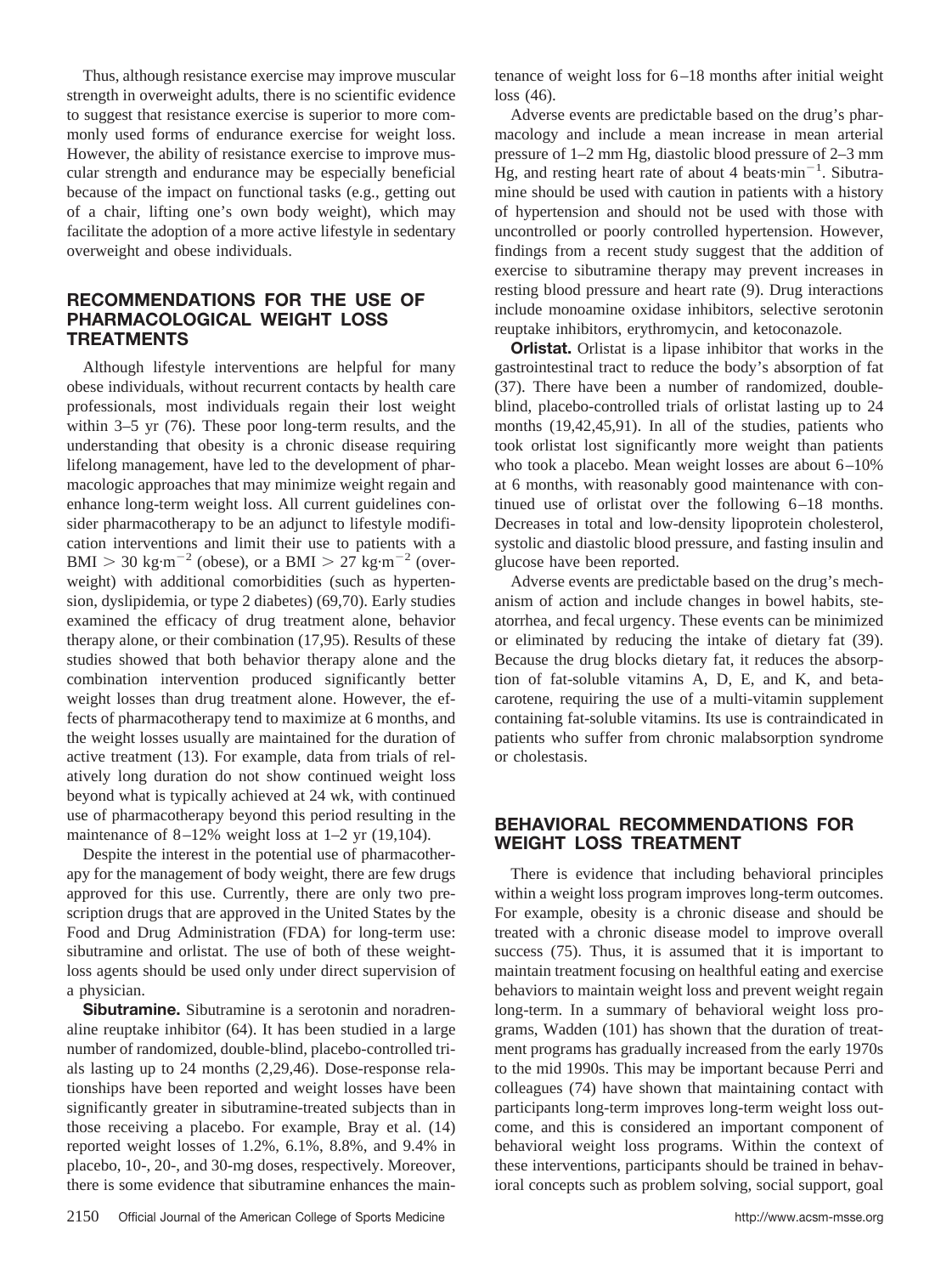Thus, although resistance exercise may improve muscular strength in overweight adults, there is no scientific evidence to suggest that resistance exercise is superior to more commonly used forms of endurance exercise for weight loss. However, the ability of resistance exercise to improve muscular strength and endurance may be especially beneficial because of the impact on functional tasks (e.g., getting out of a chair, lifting one's own body weight), which may facilitate the adoption of a more active lifestyle in sedentary overweight and obese individuals.

## RECOMMENDATIONS FOR THE USE OF PHARMACOLOGICAL WEIGHT LOSS TREATMENTS

Although lifestyle interventions are helpful for many obese individuals, without recurrent contacts by health care professionals, most individuals regain their lost weight within 3–5 yr (76). These poor long-term results, and the understanding that obesity is a chronic disease requiring lifelong management, have led to the development of pharmacologic approaches that may minimize weight regain and enhance long-term weight loss. All current guidelines consider pharmacotherapy to be an adjunct to lifestyle modification interventions and limit their use to patients with a BMI $> 30$ kg·m$^{-2}$ (obese), or a BMI $> 27$ kg·m$^{-2}$ (overweight) with additional comorbidities (such as hypertension, dyslipidemia, or type 2 diabetes) (69,70). Early studies examined the efficacy of drug treatment alone, behavior therapy alone, or their combination (17,95). Results of these studies showed that both behavior therapy alone and the combination intervention produced significantly better weight losses than drug treatment alone. However, the effects of pharmacotherapy tend to maximize at 6 months, and the weight losses usually are maintained for the duration of active treatment (13). For example, data from trials of relatively long duration do not show continued weight loss beyond what is typically achieved at 24 wk, with continued use of pharmacotherapy beyond this period resulting in the maintenance of 8–12% weight loss at 1–2 yr (19,104).

Despite the interest in the potential use of pharmacotherapy for the management of body weight, there are few drugs approved for this use. Currently, there are only two prescription drugs that are approved in the United States by the Food and Drug Administration (FDA) for long-term use: sibutramine and orlistat. The use of both of these weight-loss agents should be used only under direct supervision of a physician.

**Sibutramine.** Sibutramine is a serotonin and noradrenaline reuptake inhibitor (64). It has been studied in a large number of randomized, double-blind, placebo-controlled trials lasting up to 24 months (2,29,46). Dose-response relationships have been reported and weight losses have been significantly greater in sibutramine-treated subjects than in those receiving a placebo. For example, Bray et al. (14) reported weight losses of 1.2%, 6.1%, 8.8%, and 9.4% in placebo, 10-, 20-, and 30-mg doses, respectively. Moreover, there is some evidence that sibutramine enhances the maintenance of weight loss for 6–18 months after initial weight loss (46).

Adverse events are predictable based on the drug's pharmacology and include a mean increase in mean arterial pressure of 1–2 mm Hg, diastolic blood pressure of 2–3 mm Hg, and resting heart rate of about 4 beats·min$^{-1}$. Sibutramine should be used with caution in patients with a history of hypertension and should not be used with those with uncontrolled or poorly controlled hypertension. However, findings from a recent study suggest that the addition of exercise to sibutramine therapy may prevent increases in resting blood pressure and heart rate (9). Drug interactions include monoamine oxidase inhibitors, selective serotonin reuptake inhibitors, erythromycin, and ketoconazole.

**Orlistat.** Orlistat is a lipase inhibitor that works in the gastrointestinal tract to reduce the body's absorption of fat (37). There have been a number of randomized, double-blind, placebo-controlled trials of orlistat lasting up to 24 months (19,42,45,91). In all of the studies, patients who took orlistat lost significantly more weight than patients who took a placebo. Mean weight losses are about 6–10% at 6 months, with reasonably good maintenance with continued use of orlistat over the following 6–18 months. Decreases in total and low-density lipoprotein cholesterol, systolic and diastolic blood pressure, and fasting insulin and glucose have been reported.

Adverse events are predictable based on the drug's mechanism of action and include changes in bowel habits, steatorrhea, and fecal urgency. These events can be minimized or eliminated by reducing the intake of dietary fat (39). Because the drug blocks dietary fat, it reduces the absorption of fat-soluble vitamins A, D, E, and K, and beta-carotene, requiring the use of a multi-vitamin supplement containing fat-soluble vitamins. Its use is contraindicated in patients who suffer from chronic malabsorption syndrome or cholestasis.

## BEHAVIORAL RECOMMENDATIONS FOR WEIGHT LOSS TREATMENT

There is evidence that including behavioral principles within a weight loss program improves long-term outcomes. For example, obesity is a chronic disease and should be treated with a chronic disease model to improve overall success (75). Thus, it is assumed that it is important to maintain treatment focusing on healthful eating and exercise behaviors to maintain weight loss and prevent weight regain long-term. In a summary of behavioral weight loss programs, Wadden (101) has shown that the duration of treatment programs has gradually increased from the early 1970s to the mid 1990s. This may be important because Perri and colleagues (74) have shown that maintaining contact with participants long-term improves long-term weight loss outcome, and this is considered an important component of behavioral weight loss programs. Within the context of these interventions, participants should be trained in behavioral concepts such as problem solving, social support, goal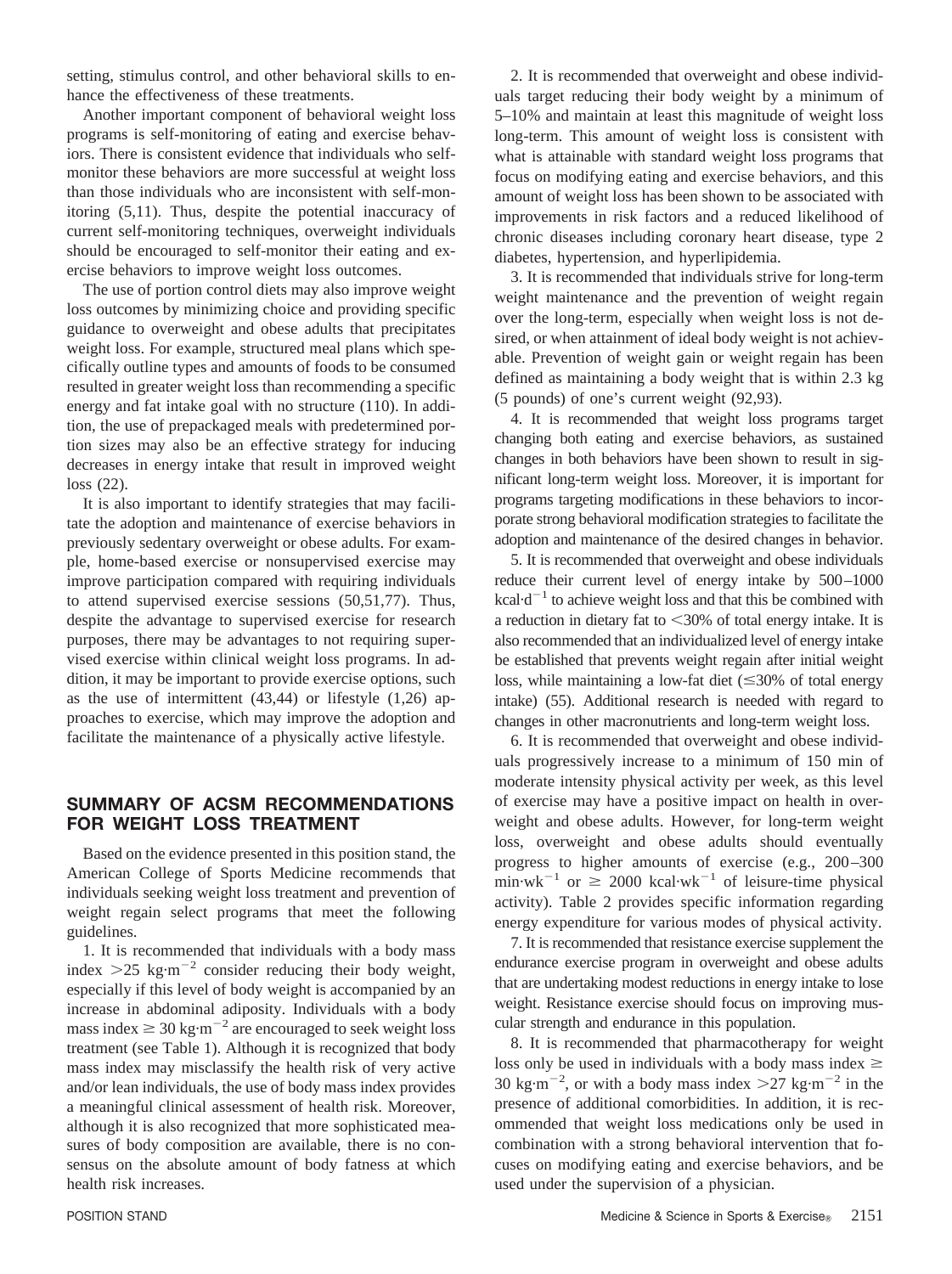setting, stimulus control, and other behavioral skills to enhance the effectiveness of these treatments.

Another important component of behavioral weight loss programs is self-monitoring of eating and exercise behaviors. There is consistent evidence that individuals who self-monitor these behaviors are more successful at weight loss than those individuals who are inconsistent with self-monitoring (5,11). Thus, despite the potential inaccuracy of current self-monitoring techniques, overweight individuals should be encouraged to self-monitor their eating and exercise behaviors to improve weight loss outcomes.

The use of portion control diets may also improve weight loss outcomes by minimizing choice and providing specific guidance to overweight and obese adults that precipitates weight loss. For example, structured meal plans which specifically outline types and amounts of foods to be consumed resulted in greater weight loss than recommending a specific energy and fat intake goal with no structure (110). In addition, the use of prepackaged meals with predetermined portion sizes may also be an effective strategy for inducing decreases in energy intake that result in improved weight loss (22).

It is also important to identify strategies that may facilitate the adoption and maintenance of exercise behaviors in previously sedentary overweight or obese adults. For example, home-based exercise or nonsupervised exercise may improve participation compared with requiring individuals to attend supervised exercise sessions (50,51,77). Thus, despite the advantage to supervised exercise for research purposes, there may be advantages to not requiring supervised exercise within clinical weight loss programs. In addition, it may be important to provide exercise options, such as the use of intermittent (43,44) or lifestyle (1,26) approaches to exercise, which may improve the adoption and facilitate the maintenance of a physically active lifestyle.

## SUMMARY OF ACSM RECOMMENDATIONS FOR WEIGHT LOSS TREATMENT

Based on the evidence presented in this position stand, the American College of Sports Medicine recommends that individuals seeking weight loss treatment and prevention of weight regain select programs that meet the following guidelines.

1. It is recommended that individuals with a body mass index $>25$ kg·m$^{-2}$ consider reducing their body weight, especially if this level of body weight is accompanied by an increase in abdominal adiposity. Individuals with a body mass index $\geq 30$ kg·m$^{-2}$ are encouraged to seek weight loss treatment (see Table 1). Although it is recognized that body mass index may misclassify the health risk of very active and/or lean individuals, the use of body mass index provides a meaningful clinical assessment of health risk. Moreover, although it is also recognized that more sophisticated measures of body composition are available, there is no consensus on the absolute amount of body fatness at which health risk increases.

2. It is recommended that overweight and obese individuals target reducing their body weight by a minimum of 5–10% and maintain at least this magnitude of weight loss long-term. This amount of weight loss is consistent with what is attainable with standard weight loss programs that focus on modifying eating and exercise behaviors, and this amount of weight loss has been shown to be associated with improvements in risk factors and a reduced likelihood of chronic diseases including coronary heart disease, type 2 diabetes, hypertension, and hyperlipidemia.

3. It is recommended that individuals strive for long-term weight maintenance and the prevention of weight regain over the long-term, especially when weight loss is not desired, or when attainment of ideal body weight is not achievable. Prevention of weight gain or weight regain has been defined as maintaining a body weight that is within 2.3 kg (5 pounds) of one's current weight (92,93).

4. It is recommended that weight loss programs target changing both eating and exercise behaviors, as sustained changes in both behaviors have been shown to result in significant long-term weight loss. Moreover, it is important for programs targeting modifications in these behaviors to incorporate strong behavioral modification strategies to facilitate the adoption and maintenance of the desired changes in behavior.

5. It is recommended that overweight and obese individuals reduce their current level of energy intake by 500–1000 kcal·d$^{-1}$ to achieve weight loss and that this be combined with a reduction in dietary fat to $<$30% of total energy intake. It is also recommended that an individualized level of energy intake be established that prevents weight regain after initial weight loss, while maintaining a low-fat diet ($\leq$30% of total energy intake) (55). Additional research is needed with regard to changes in other macronutrients and long-term weight loss.

6. It is recommended that overweight and obese individuals progressively increase to a minimum of 150 min of moderate intensity physical activity per week, as this level of exercise may have a positive impact on health in overweight and obese adults. However, for long-term weight loss, overweight and obese adults should eventually progress to higher amounts of exercise (e.g., 200–300 min·wk$^{-1}$ or $\geq$ 2000 kcal·wk$^{-1}$ of leisure-time physical activity). Table 2 provides specific information regarding energy expenditure for various modes of physical activity.

7. It is recommended that resistance exercise supplement the endurance exercise program in overweight and obese adults that are undertaking modest reductions in energy intake to lose weight. Resistance exercise should focus on improving muscular strength and endurance in this population.

8. It is recommended that pharmacotherapy for weight loss only be used in individuals with a body mass index $\geq$ 30 kg·m$^{-2}$, or with a body mass index $>$27 kg·m$^{-2}$ in the presence of additional comorbidities. In addition, it is recommended that weight loss medications only be used in combination with a strong behavioral intervention that focuses on modifying eating and exercise behaviors, and be used under the supervision of a physician.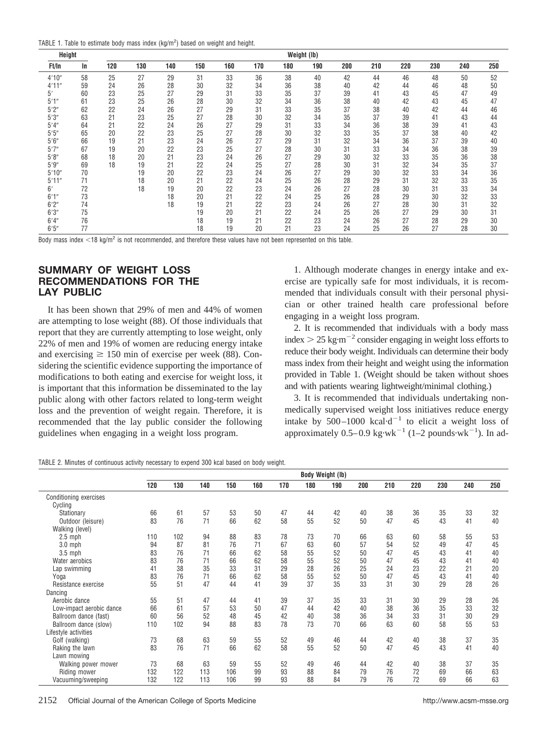TABLE 1. Table to estimate body mass index ($kg/m^2$) based on weight and height.

| Height | | Weight (lb) | | | | | | | | | | | | | |
|---|---|---|---|---|---|---|---|---|---|---|---|---|---|---|---|
| Ft/In | In | 120 | 130 | 140 | 150 | 160 | 170 | 180 | 190 | 200 | 210 | 220 | 230 | 240 | 250 |
| 4′10″ | 58 | 25 | 27 | 29 | 31 | 33 | 36 | 38 | 40 | 42 | 44 | 46 | 48 | 50 | 52 |
| 4′11″ | 59 | 24 | 26 | 28 | 30 | 32 | 34 | 36 | 38 | 40 | 42 | 44 | 46 | 48 | 50 |
| 5′ | 60 | 23 | 25 | 27 | 29 | 31 | 33 | 35 | 37 | 39 | 41 | 43 | 45 | 47 | 49 |
| 5′1″ | 61 | 23 | 25 | 26 | 28 | 30 | 32 | 34 | 36 | 38 | 40 | 42 | 43 | 45 | 47 |
| 5′2″ | 62 | 22 | 24 | 26 | 27 | 29 | 31 | 33 | 35 | 37 | 38 | 40 | 42 | 44 | 46 |
| 5′3″ | 63 | 21 | 23 | 25 | 27 | 28 | 30 | 32 | 34 | 35 | 37 | 39 | 41 | 43 | 44 |
| 5′4″ | 64 | 21 | 22 | 24 | 26 | 27 | 29 | 31 | 33 | 34 | 36 | 38 | 39 | 41 | 43 |
| 5′5″ | 65 | 20 | 22 | 23 | 25 | 27 | 28 | 30 | 32 | 33 | 35 | 37 | 38 | 40 | 42 |
| 5′6″ | 66 | 19 | 21 | 23 | 24 | 26 | 27 | 29 | 31 | 32 | 34 | 36 | 37 | 39 | 40 |
| 5′7″ | 67 | 19 | 20 | 22 | 23 | 25 | 27 | 28 | 30 | 31 | 33 | 34 | 36 | 38 | 39 |
| 5′8″ | 68 | 18 | 20 | 21 | 23 | 24 | 26 | 27 | 29 | 30 | 32 | 33 | 35 | 36 | 38 |
| 5′9″ | 69 | 18 | 19 | 21 | 22 | 24 | 25 | 27 | 28 | 30 | 31 | 32 | 34 | 35 | 37 |
| 5′10″ | 70 | | 19 | 20 | 22 | 23 | 24 | 26 | 27 | 29 | 30 | 32 | 33 | 34 | 36 |
| 5′11″ | 71 | | 18 | 20 | 21 | 22 | 24 | 25 | 26 | 28 | 29 | 31 | 32 | 33 | 35 |
| 6′ | 72 | | 18 | 19 | 20 | 22 | 23 | 24 | 26 | 27 | 28 | 30 | 31 | 33 | 34 |
| 6′1″ | 73 | | | 18 | 20 | 21 | 22 | 24 | 25 | 26 | 28 | 29 | 30 | 32 | 33 |
| 6′2″ | 74 | | | 18 | 19 | 21 | 22 | 23 | 24 | 26 | 27 | 28 | 30 | 31 | 32 |
| 6′3″ | 75 | | | | 19 | 20 | 21 | 22 | 24 | 25 | 26 | 27 | 29 | 30 | 31 |
| 6′4″ | 76 | | | | 18 | 19 | 21 | 22 | 23 | 24 | 26 | 27 | 28 | 29 | 30 |
| 6′5″ | 77 | | | | 18 | 19 | 20 | 21 | 23 | 24 | 25 | 26 | 27 | 28 | 30 |

Body mass index <18 $kg/m^2$ is not recommended, and therefore these values have not been represented on this table.

## SUMMARY OF WEIGHT LOSS RECOMMENDATIONS FOR THE LAY PUBLIC

It has been shown that 29% of men and 44% of women are attempting to lose weight (88). Of those individuals that report that they are currently attempting to lose weight, only 22% of men and 19% of women are reducing energy intake and exercising ≥ 150 min of exercise per week (88). Considering the scientific evidence supporting the importance of modifications to both eating and exercise for weight loss, it is important that this information be disseminated to the lay public along with other factors related to long-term weight loss and the prevention of weight regain. Therefore, it is recommended that the lay public consider the following guidelines when engaging in a weight loss program.

1. Although moderate changes in energy intake and exercise are typically safe for most individuals, it is recommended that individuals consult with their personal physician or other trained health care professional before engaging in a weight loss program.

2. It is recommended that individuals with a body mass index $> 25\ kg \cdot m^{-2}$ consider engaging in weight loss efforts to reduce their body weight. Individuals can determine their body mass index from their height and weight using the information provided in Table 1. (Weight should be taken without shoes and with patients wearing lightweight/minimal clothing.)

3. It is recommended that individuals undertaking non-medically supervised weight loss initiatives reduce energy intake by $500\text{–}1000\ kcal \cdot d^{-1}$ to elicit a weight loss of approximately $0.5\text{–}0.9\ kg \cdot wk^{-1}$ ($1\text{–}2$ $pounds \cdot wk^{-1}$). In ad-

TABLE 2. Minutes of continuous activity necessary to expend 300 kcal based on body weight.

| | Body Weight (lb) | | | | | | | | | | | | | |
|---|---|---|---|---|---|---|---|---|---|---|---|---|---|---|
| | 120 | 130 | 140 | 150 | 160 | 170 | 180 | 190 | 200 | 210 | 220 | 230 | 240 | 250 |
| Conditioning exercises | | | | | | | | | | | | | | |
| Cycling | | | | | | | | | | | | | | |
| Stationary | 66 | 61 | 57 | 53 | 50 | 47 | 44 | 42 | 40 | 38 | 36 | 35 | 33 | 32 |
| Outdoor (leisure) | 83 | 76 | 71 | 66 | 62 | 58 | 55 | 52 | 50 | 47 | 45 | 43 | 41 | 40 |
| Walking (level) | | | | | | | | | | | | | | |
| 2.5 mph | 110 | 102 | 94 | 88 | 83 | 78 | 73 | 70 | 66 | 63 | 60 | 58 | 55 | 53 |
| 3.0 mph | 94 | 87 | 81 | 76 | 71 | 67 | 63 | 60 | 57 | 54 | 52 | 49 | 47 | 45 |
| 3.5 mph | 83 | 76 | 71 | 66 | 62 | 58 | 55 | 52 | 50 | 47 | 45 | 43 | 41 | 40 |
| Water aerobics | 83 | 76 | 71 | 66 | 62 | 58 | 55 | 52 | 50 | 47 | 45 | 43 | 41 | 40 |
| Lap swimming | 41 | 38 | 35 | 33 | 31 | 29 | 28 | 26 | 25 | 24 | 23 | 22 | 21 | 20 |
| Yoga | 83 | 76 | 71 | 66 | 62 | 58 | 55 | 52 | 50 | 47 | 45 | 43 | 41 | 40 |
| Resistance exercise | 55 | 51 | 47 | 44 | 41 | 39 | 37 | 35 | 33 | 31 | 30 | 29 | 28 | 26 |
| Dancing | | | | | | | | | | | | | | |
| Aerobic dance | 55 | 51 | 47 | 44 | 41 | 39 | 37 | 35 | 33 | 31 | 30 | 29 | 28 | 26 |
| Low-impact aerobic dance | 66 | 61 | 57 | 53 | 50 | 47 | 44 | 42 | 40 | 38 | 36 | 35 | 33 | 32 |
| Ballroom dance (fast) | 60 | 56 | 52 | 48 | 45 | 42 | 40 | 38 | 36 | 34 | 33 | 31 | 30 | 29 |
| Ballroom dance (slow) | 110 | 102 | 94 | 88 | 83 | 78 | 73 | 70 | 66 | 63 | 60 | 58 | 55 | 53 |
| Lifestyle activities | | | | | | | | | | | | | | |
| Golf (walking) | 73 | 68 | 63 | 59 | 55 | 52 | 49 | 46 | 44 | 42 | 40 | 38 | 37 | 35 |
| Raking the lawn | 83 | 76 | 71 | 66 | 62 | 58 | 55 | 52 | 50 | 47 | 45 | 43 | 41 | 40 |
| Lawn mowing | | | | | | | | | | | | | | |
| Walking power mower | 73 | 68 | 63 | 59 | 55 | 52 | 49 | 46 | 44 | 42 | 40 | 38 | 37 | 35 |
| Riding mower | 132 | 122 | 113 | 106 | 99 | 93 | 88 | 84 | 79 | 76 | 72 | 69 | 66 | 63 |
| Vacuuming/sweeping | 132 | 122 | 113 | 106 | 99 | 93 | 88 | 84 | 79 | 76 | 72 | 69 | 66 | 63 |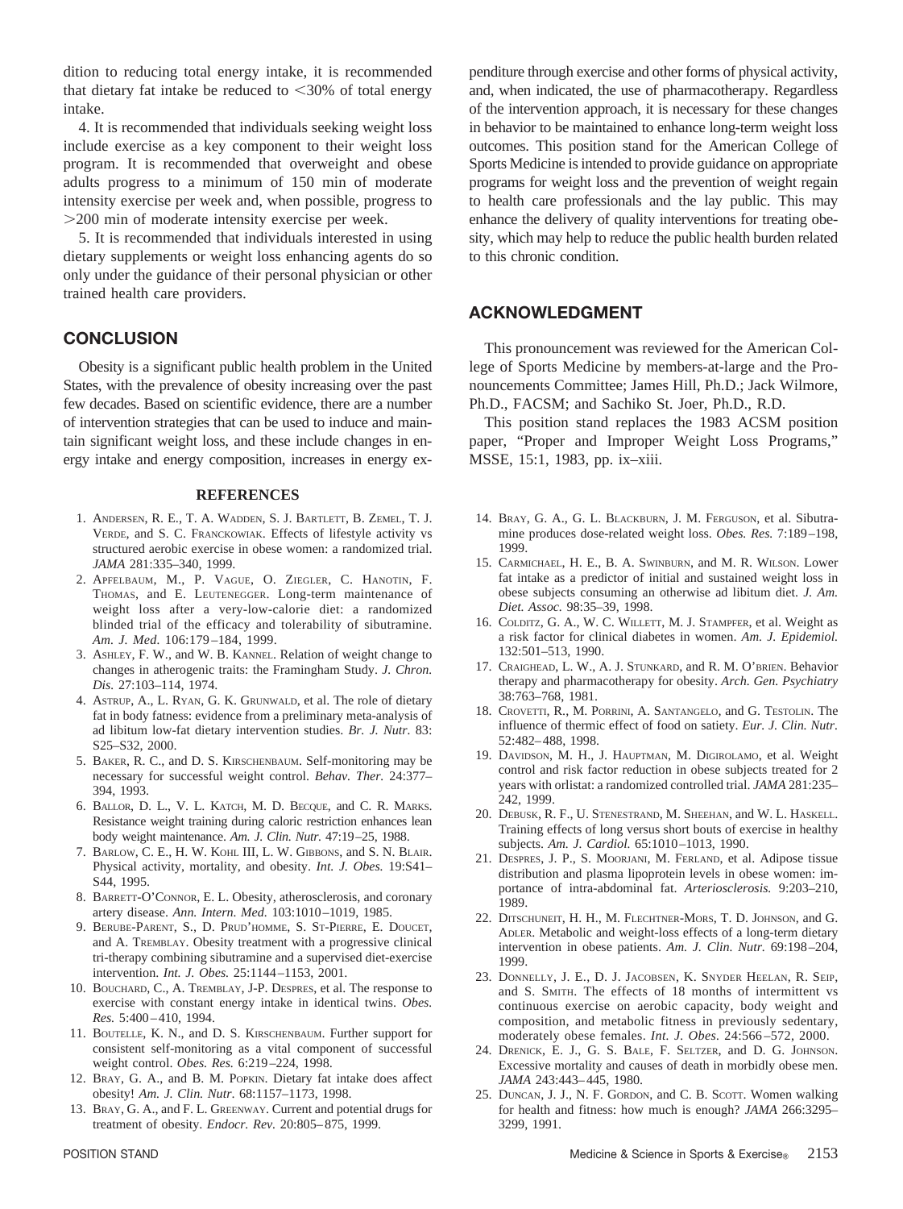dition to reducing total energy intake, it is recommended that dietary fat intake be reduced to <30% of total energy intake.

4. It is recommended that individuals seeking weight loss include exercise as a key component to their weight loss program. It is recommended that overweight and obese adults progress to a minimum of 150 min of moderate intensity exercise per week and, when possible, progress to >200 min of moderate intensity exercise per week.

5. It is recommended that individuals interested in using dietary supplements or weight loss enhancing agents do so only under the guidance of their personal physician or other trained health care providers.

## CONCLUSION

Obesity is a significant public health problem in the United States, with the prevalence of obesity increasing over the past few decades. Based on scientific evidence, there are a number of intervention strategies that can be used to induce and maintain significant weight loss, and these include changes in energy intake and energy composition, increases in energy expenditure through exercise and other forms of physical activity, and, when indicated, the use of pharmacotherapy. Regardless of the intervention approach, it is necessary for these changes in behavior to be maintained to enhance long-term weight loss outcomes. This position stand for the American College of Sports Medicine is intended to provide guidance on appropriate programs for weight loss and the prevention of weight regain to health care professionals and the lay public. This may enhance the delivery of quality interventions for treating obesity, which may help to reduce the public health burden related to this chronic condition.

## ACKNOWLEDGMENT

This pronouncement was reviewed for the American College of Sports Medicine by members-at-large and the Pronouncements Committee; James Hill, Ph.D.; Jack Wilmore, Ph.D., FACSM; and Sachiko St. Joer, Ph.D., R.D.

This position stand replaces the 1983 ACSM position paper, "Proper and Improper Weight Loss Programs," MSSE, 15:1, 1983, pp. ix–xiii.

## REFERENCES

1. Andersen, R. E., T. A. Wadden, S. J. Bartlett, B. Zemel, T. J. Verde, and S. C. Franckowiak. Effects of lifestyle activity vs structured aerobic exercise in obese women: a randomized trial. *JAMA* 281:335–340, 1999.
2. Apfelbaum, M., P. Vague, O. Ziegler, C. Hanotin, F. Thomas, and E. Leutenegger. Long-term maintenance of weight loss after a very-low-calorie diet: a randomized blinded trial of the efficacy and tolerability of sibutramine. *Am. J. Med.* 106:179–184, 1999.
3. Ashley, F. W., and W. B. Kannel. Relation of weight change to changes in atherogenic traits: the Framingham Study. *J. Chron. Dis.* 27:103–114, 1974.
4. Astrup, A., L. Ryan, G. K. Grunwald, et al. The role of dietary fat in body fatness: evidence from a preliminary meta-analysis of ad libitum low-fat dietary intervention studies. *Br. J. Nutr.* 83: S25–S32, 2000.
5. Baker, R. C., and D. S. Kirschenbaum. Self-monitoring may be necessary for successful weight control. *Behav. Ther.* 24:377–394, 1993.
6. Ballor, D. L., V. L. Katch, M. D. Becque, and C. R. Marks. Resistance weight training during caloric restriction enhances lean body weight maintenance. *Am. J. Clin. Nutr.* 47:19–25, 1988.
7. Barlow, C. E., H. W. Kohl III, L. W. Gibbons, and S. N. Blair. Physical activity, mortality, and obesity. *Int. J. Obes.* 19:S41–S44, 1995.
8. Barrett-O'Connor, E. L. Obesity, atherosclerosis, and coronary artery disease. *Ann. Intern. Med.* 103:1010–1019, 1985.
9. Berube-Parent, S., D. Prud'homme, S. St-Pierre, E. Doucet, and A. Tremblay. Obesity treatment with a progressive clinical tri-therapy combining sibutramine and a supervised diet-exercise intervention. *Int. J. Obes.* 25:1144–1153, 2001.
10. Bouchard, C., A. Tremblay, J-P. Despres, et al. The response to exercise with constant energy intake in identical twins. *Obes. Res.* 5:400–410, 1994.
11. Boutelle, K. N., and D. S. Kirschenbaum. Further support for consistent self-monitoring as a vital component of successful weight control. *Obes. Res.* 6:219–224, 1998.
12. Bray, G. A., and B. M. Popkin. Dietary fat intake does affect obesity! *Am. J. Clin. Nutr.* 68:1157–1173, 1998.
13. Bray, G. A., and F. L. Greenway. Current and potential drugs for treatment of obesity. *Endocr. Rev.* 20:805–875, 1999.
14. Bray, G. A., G. L. Blackburn, J. M. Ferguson, et al. Sibutramine produces dose-related weight loss. *Obes. Res.* 7:189–198, 1999.
15. Carmichael, H. E., B. A. Swinburn, and M. R. Wilson. Lower fat intake as a predictor of initial and sustained weight loss in obese subjects consuming an otherwise ad libitum diet. *J. Am. Diet. Assoc.* 98:35–39, 1998.
16. Colditz, G. A., W. C. Willett, M. J. Stampfer, et al. Weight as a risk factor for clinical diabetes in women. *Am. J. Epidemiol.* 132:501–513, 1990.
17. Craighead, L. W., A. J. Stunkard, and R. M. O'Brien. Behavior therapy and pharmacotherapy for obesity. *Arch. Gen. Psychiatry* 38:763–768, 1981.
18. Crovetti, R., M. Porrini, A. Santangelo, and G. Testolin. The influence of thermic effect of food on satiety. *Eur. J. Clin. Nutr.* 52:482–488, 1998.
19. Davidson, M. H., J. Hauptman, M. Digirolamo, et al. Weight control and risk factor reduction in obese subjects treated for 2 years with orlistat: a randomized controlled trial. *JAMA* 281:235–242, 1999.
20. Debusk, R. F., U. Stenestrand, M. Sheehan, and W. L. Haskell. Training effects of long versus short bouts of exercise in healthy subjects. *Am. J. Cardiol.* 65:1010–1013, 1990.
21. Despres, J. P., S. Moorjani, M. Ferland, et al. Adipose tissue distribution and plasma lipoprotein levels in obese women: importance of intra-abdominal fat. *Arteriosclerosis.* 9:203–210, 1989.
22. Ditschuneit, H. H., M. Flechtner-Mors, T. D. Johnson, and G. Adler. Metabolic and weight-loss effects of a long-term dietary intervention in obese patients. *Am. J. Clin. Nutr.* 69:198–204, 1999.
23. Donnelly, J. E., D. J. Jacobsen, K. Snyder Heelan, R. Seip, and S. Smith. The effects of 18 months of intermittent vs continuous exercise on aerobic capacity, body weight and composition, and metabolic fitness in previously sedentary, moderately obese females. *Int. J. Obes.* 24:566–572, 2000.
24. Drenick, E. J., G. S. Bale, F. Seltzer, and D. G. Johnson. Excessive mortality and causes of death in morbidly obese men. *JAMA* 243:443–445, 1980.
25. Duncan, J. J., N. F. Gordon, and C. B. Scott. Women walking for health and fitness: how much is enough? *JAMA* 266:3295–3299, 1991.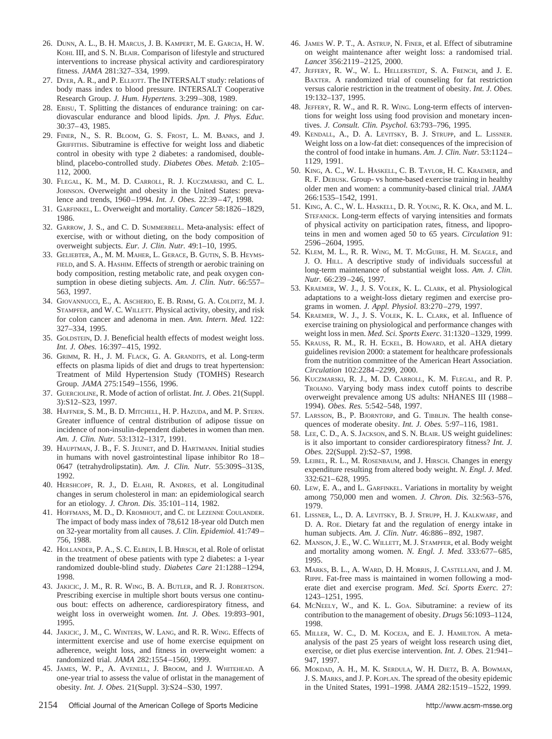26. Dunn, A. L., B. H. Marcus, J. B. Kampert, M. E. Garcia, H. W. Kohl III, and S. N. Blair. Comparison of lifestyle and structured interventions to increase physical activity and cardiorespiratory fitness. *JAMA* 281:327–334, 1999.
27. Dyer, A. R., and P. Elliott. The INTERSALT study: relations of body mass index to blood pressure. INTERSALT Cooperative Research Group. *J. Hum. Hypertens.* 3:299–308, 1989.
28. Ebisu, T. Splitting the distances of endurance training: on cardiovascular endurance and blood lipids. *Jpn. J. Phys. Educ.* 30:37–43, 1985.
29. Finer, N., S. R. Bloom, G. S. Frost, L. M. Banks, and J. Griffiths. Sibutramine is effective for weight loss and diabetic control in obesity with type 2 diabetes: a randomised, double-blind, placebo-controlled study. *Diabetes Obes. Metab.* 2:105–112, 2000.
30. Flegal, K. M., M. D. Carroll, R. J. Kuczmarski, and C. L. Johnson. Overweight and obesity in the United States: prevalence and trends, 1960–1994. *Int. J. Obes.* 22:39–47, 1998.
31. Garfinkel, L. Overweight and mortality. *Cancer* 58:1826–1829, 1986.
32. Garrow, J. S., and C. D. Summerbell. Meta-analysis: effect of exercise, with or without dieting, on the body composition of overweight subjects. *Eur. J. Clin. Nutr.* 49:1–10, 1995.
33. Geliebter, A., M. M. Maher, L. Gerace, B. Gutin, S. B. Heymsfield, and S. A. Hashim. Effects of strength or aerobic training on body composition, resting metabolic rate, and peak oxygen consumption in obese dieting subjects. *Am. J. Clin. Nutr.* 66:557–563, 1997.
34. Giovannucci, E., A. Ascherio, E. B. Rimm, G. A. Colditz, M. J. Stampfer, and W. C. Willett. Physical activity, obesity, and risk for colon cancer and adenoma in men. *Ann. Intern. Med.* 122: 327–334, 1995.
35. Goldstein, D. J. Beneficial health effects of modest weight loss. *Int. J. Obes.* 16:397–415, 1992.
36. Grimm, R. H., J. M. Flack, G. A. Grandits, et al. Long-term effects on plasma lipids of diet and drugs to treat hypertension: Treatment of Mild Hypertension Study (TOMHS) Research Group. *JAMA* 275:1549–1556, 1996.
37. Guercioline, R. Mode of action of orlistat. *Int. J. Obes.* 21(Suppl. 3):S12–S23, 1997.
38. Haffner, S. M., B. D. Mitchell, H. P. Hazuda, and M. P. Stern. Greater influence of central distribution of adipose tissue on incidence of non-insulin-dependent diabetes in women than men. *Am. J. Clin. Nutr.* 53:1312–1317, 1991.
39. Hauptman, J. B., F. S. Jeunet, and D. Hartmann. Initial studies in humans with novel gastrointestinal lipase inhibitor Ro 18–0647 (tetrahydrolipstatin). *Am. J. Clin. Nutr.* 55:309S–313S, 1992.
40. Hershcopf, R. J., D. Elahi, R. Andres, et al. Longitudinal changes in serum cholesterol in man: an epidemiological search for an etiology. *J. Chron. Dis.* 35:101–114, 1982.
41. Hoffmans, M. D., D. Kromhout, and C. de Lezenne Coulander. The impact of body mass index of 78,612 18-year old Dutch men on 32-year mortality from all causes. *J. Clin. Epidemiol.* 41:749–756, 1988.
42. Hollander, P. A., S. C. Elbein, I. B. Hirsch, et al. Role of orlistat in the treatment of obese patients with type 2 diabetes: a 1-year randomized double-blind study. *Diabetes Care* 21:1288–1294, 1998.
43. Jakicic, J. M., R. R. Wing, B. A. Butler, and R. J. Robertson. Prescribing exercise in multiple short bouts versus one continuous bout: effects on adherence, cardiorespiratory fitness, and weight loss in overweight women. *Int. J. Obes.* 19:893–901, 1995.
44. Jakicic, J. M., C. Winters, W. Lang, and R. R. Wing. Effects of intermittent exercise and use of home exercise equipment on adherence, weight loss, and fitness in overweight women: a randomized trial. *JAMA* 282:1554–1560, 1999.
45. James, W. P., A. Avenell, J. Broom, and J. Whitehead. A one-year trial to assess the value of orlistat in the management of obesity. *Int. J. Obes.* 21(Suppl. 3):S24–S30, 1997.
46. James W. P. T., A. Astrup, N. Finer, et al. Effect of sibutramine on weight maintenance after weight loss: a randomised trial. *Lancet* 356:2119–2125, 2000.
47. Jeffery, R. W., W. L. Hellerstedt, S. A. French, and J. E. Baxter. A randomized trial of counseling for fat restriction versus calorie restriction in the treatment of obesity. *Int. J. Obes.* 19:132–137, 1995.
48. Jeffery, R. W., and R. R. Wing. Long-term effects of interventions for weight loss using food provision and monetary incentives. *J. Consult. Clin. Psychol.* 63:793–796, 1995.
49. Kendall, A., D. A. Levitsky, B. J. Strupp, and L. Lissner. Weight loss on a low-fat diet: consequences of the imprecision of the control of food intake in humans. *Am. J. Clin. Nutr.* 53:1124–1129, 1991.
50. King, A. C., W. L. Haskell, C. B. Taylor, H. C. Kraemer, and R. F. DeBusk. Group- vs home-based exercise training in healthy older men and women: a community-based clinical trial. *JAMA* 266:1535–1542, 1991.
51. King, A. C., W. L. Haskell, D. R. Young, R. K. Oka, and M. L. Stefanick. Long-term effects of varying intensities and formats of physical activity on participation rates, fitness, and lipoproteins in men and women aged 50 to 65 years. *Circulation* 91: 2596–2604, 1995.
52. Klem, M. L., R. R. Wing, M. T. McGuire, H. M. Seagle, and J. O. Hill. A descriptive study of individuals successful at long-term maintenance of substantial weight loss. *Am. J. Clin. Nutr.* 66:239–246, 1997.
53. Kraemer, W. J., J. S. Volek, K. L. Clark, et al. Physiological adaptations to a weight-loss dietary regimen and exercise programs in women. *J. Appl. Physiol.* 83:270–279, 1997.
54. Kraemer, W. J., J. S. Volek, K. L. Clark, et al. Influence of exercise training on physiological and performance changes with weight loss in men. *Med. Sci. Sports Exerc.* 31:1320–1329, 1999.
55. Krauss, R. M., R. H. Eckel, B. Howard, et al. AHA dietary guidelines revision 2000: a statement for healthcare professionals from the nutrition committee of the American Heart Association. *Circulation* 102:2284–2299, 2000.
56. Kuczmarski, R. J., M. D. Carroll, K. M. Flegal, and R. P. Troiano. Varying body mass index cutoff points to describe overweight prevalence among US adults: NHANES III (1988–1994). *Obes. Res.* 5:542–548, 1997.
57. Larsson, B., P. Bjorntorp, and G. Tibblin. The health consequences of moderate obesity. *Int. J. Obes.* 5:97–116, 1981.
58. Lee, C. D., A. S. Jackson, and S. N. Blair. US weight guidelines: is it also important to consider cardiorespiratory fitness? *Int. J. Obes.* 22(Suppl. 2):S2–S7, 1998.
59. Leibel, R. L., M. Rosenbaum, and J. Hirsch. Changes in energy expenditure resulting from altered body weight. *N. Engl. J. Med.* 332:621–628, 1995.
60. Lew, E. A., and L. Garfinkel. Variations in mortality by weight among 750,000 men and women. *J. Chron. Dis.* 32:563–576, 1979.
61. Lissner, L., D. A. Levitsky, B. J. Strupp, H. J. Kalkwarf, and D. A. Roe. Dietary fat and the regulation of energy intake in human subjects. *Am. J. Clin. Nutr.* 46:886–892, 1987.
62. Manson, J. E., W. C. Willett, M. J. Stampfer, et al. Body weight and mortality among women. *N. Engl. J. Med.* 333:677–685, 1995.
63. Marks, B. L., A. Ward, D. H. Morris, J. Castellani, and J. M. Rippe. Fat-free mass is maintained in women following a moderate diet and exercise program. *Med. Sci. Sports Exerc.* 27: 1243–1251, 1995.
64. McNeely, W., and K. L. Goa. Sibutramine: a review of its contribution to the management of obesity. *Drugs* 56:1093–1124, 1998.
65. Miller, W. C., D. M. Koceja, and E. J. Hamilton. A meta-analysis of the past 25 years of weight loss research using diet, exercise, or diet plus exercise intervention. *Int. J. Obes.* 21:941–947, 1997.
66. Mokdad, A. H., M. K. Serdula, W. H. Dietz, B. A. Bowman, J. S. Marks, and J. P. Koplan. The spread of the obesity epidemic in the United States, 1991–1998. *JAMA* 282:1519–1522, 1999.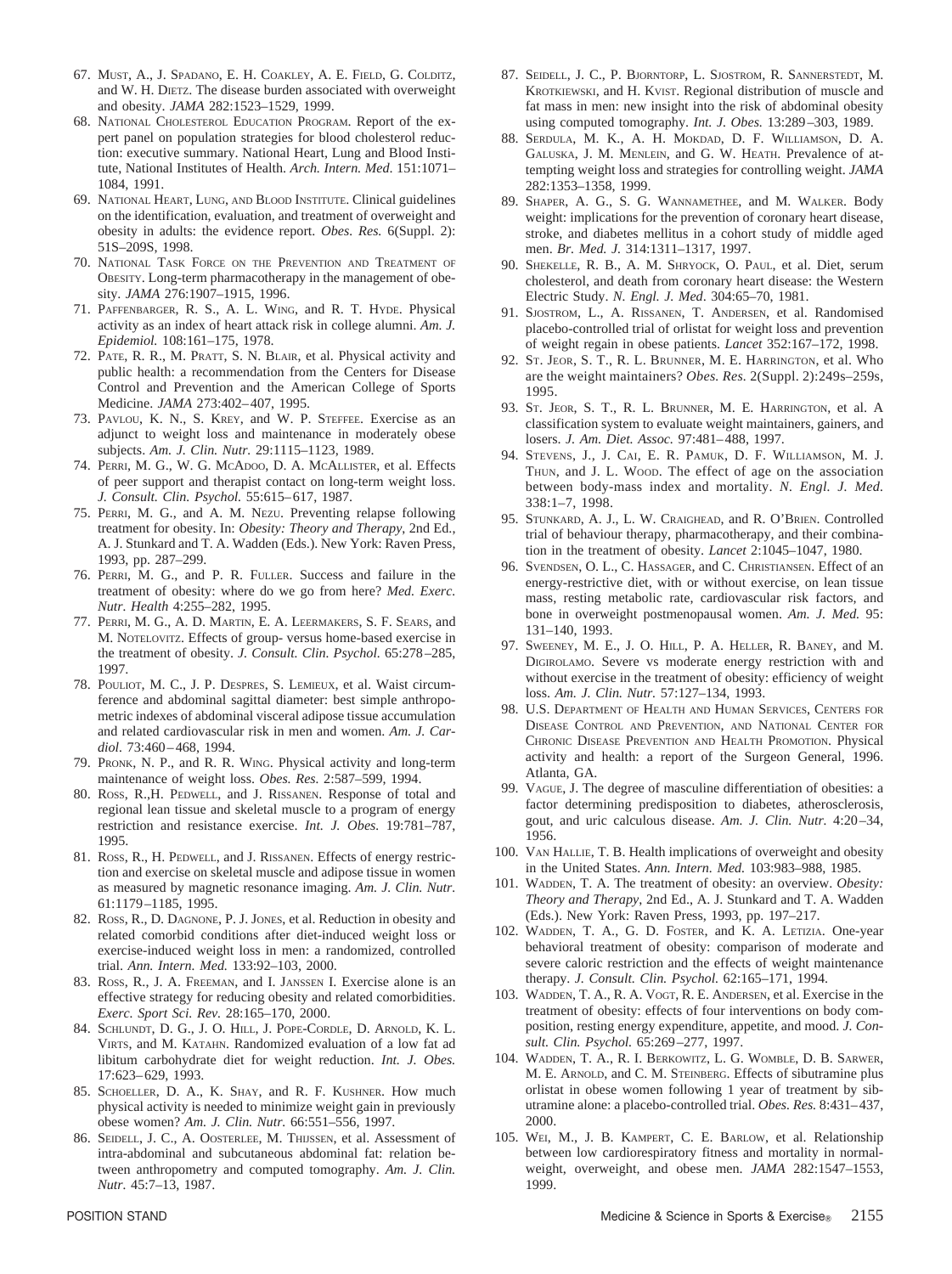67. Must, A., J. Spadano, E. H. Coakley, A. E. Field, G. Colditz, and W. H. Dietz. The disease burden associated with overweight and obesity. *JAMA* 282:1523–1529, 1999.
68. National Cholesterol Education Program. Report of the expert panel on population strategies for blood cholesterol reduction: executive summary. National Heart, Lung and Blood Institute, National Institutes of Health. *Arch. Intern. Med*. 151:1071–1084, 1991.
69. National Heart, Lung, and Blood Institute. Clinical guidelines on the identification, evaluation, and treatment of overweight and obesity in adults: the evidence report. *Obes. Res.* 6(Suppl. 2): 51S–209S, 1998.
70. National Task Force on the Prevention and Treatment of Obesity. Long-term pharmacotherapy in the management of obesity. *JAMA* 276:1907–1915, 1996.
71. Paffenbarger, R. S., A. L. Wing, and R. T. Hyde. Physical activity as an index of heart attack risk in college alumni. *Am. J. Epidemiol.* 108:161–175, 1978.
72. Pate, R. R., M. Pratt, S. N. Blair, et al. Physical activity and public health: a recommendation from the Centers for Disease Control and Prevention and the American College of Sports Medicine. *JAMA* 273:402–407, 1995.
73. Pavlou, K. N., S. Krey, and W. P. Steffee. Exercise as an adjunct to weight loss and maintenance in moderately obese subjects. *Am. J. Clin. Nutr.* 29:1115–1123, 1989.
74. Perri, M. G., W. G. McAdoo, D. A. McAllister, et al. Effects of peer support and therapist contact on long-term weight loss. *J. Consult. Clin. Psychol.* 55:615–617, 1987.
75. Perri, M. G., and A. M. Nezu. Preventing relapse following treatment for obesity. In: *Obesity: Theory and Therapy*, 2nd Ed., A. J. Stunkard and T. A. Wadden (Eds.). New York: Raven Press, 1993, pp. 287–299.
76. Perri, M. G., and P. R. Fuller. Success and failure in the treatment of obesity: where do we go from here? *Med. Exerc. Nutr. Health* 4:255–282, 1995.
77. Perri, M. G., A. D. Martin, E. A. Leermakers, S. F. Sears, and M. Notelovitz. Effects of group- versus home-based exercise in the treatment of obesity. *J. Consult. Clin. Psychol.* 65:278–285, 1997.
78. Pouliot, M. C., J. P. Despres, S. Lemieux, et al. Waist circumference and abdominal sagittal diameter: best simple anthropometric indexes of abdominal visceral adipose tissue accumulation and related cardiovascular risk in men and women. *Am. J. Cardiol.* 73:460–468, 1994.
79. Pronk, N. P., and R. R. Wing. Physical activity and long-term maintenance of weight loss. *Obes. Res.* 2:587–599, 1994.
80. Ross, R.,H. Pedwell, and J. Rissanen. Response of total and regional lean tissue and skeletal muscle to a program of energy restriction and resistance exercise. *Int. J. Obes.* 19:781–787, 1995.
81. Ross, R., H. Pedwell, and J. Rissanen. Effects of energy restriction and exercise on skeletal muscle and adipose tissue in women as measured by magnetic resonance imaging. *Am. J. Clin. Nutr.* 61:1179–1185, 1995.
82. Ross, R., D. Dagnone, P. J. Jones, et al. Reduction in obesity and related comorbid conditions after diet-induced weight loss or exercise-induced weight loss in men: a randomized, controlled trial. *Ann. Intern. Med.* 133:92–103, 2000.
83. Ross, R., J. A. Freeman, and I. Janssen I. Exercise alone is an effective strategy for reducing obesity and related comorbidities. *Exerc. Sport Sci. Rev.* 28:165–170, 2000.
84. Schlundt, D. G., J. O. Hill, J. Pope-Cordle, D. Arnold, K. L. Virts, and M. Katahn. Randomized evaluation of a low fat ad libitum carbohydrate diet for weight reduction. *Int. J. Obes.* 17:623–629, 1993.
85. Schoeller, D. A., K. Shay, and R. F. Kushner. How much physical activity is needed to minimize weight gain in previously obese women? *Am. J. Clin. Nutr.* 66:551–556, 1997.
86. Seidell, J. C., A. Oosterlee, M. Thijssen, et al. Assessment of intra-abdominal and subcutaneous abdominal fat: relation between anthropometry and computed tomography. *Am. J. Clin. Nutr.* 45:7–13, 1987.
87. Seidell, J. C., P. Bjorntorp, L. Sjostrom, R. Sannerstedt, M. Krotkiewski, and H. Kvist. Regional distribution of muscle and fat mass in men: new insight into the risk of abdominal obesity using computed tomography. *Int. J. Obes.* 13:289–303, 1989.
88. Serdula, M. K., A. H. Mokdad, D. F. Williamson, D. A. Galuska, J. M. Menlein, and G. W. Heath. Prevalence of attempting weight loss and strategies for controlling weight. *JAMA* 282:1353–1358, 1999.
89. Shaper, A. G., S. G. Wannamethee, and M. Walker. Body weight: implications for the prevention of coronary heart disease, stroke, and diabetes mellitus in a cohort study of middle aged men. *Br. Med. J.* 314:1311–1317, 1997.
90. Shekelle, R. B., A. M. Shryock, O. Paul, et al. Diet, serum cholesterol, and death from coronary heart disease: the Western Electric Study. *N. Engl. J. Med*. 304:65–70, 1981.
91. Sjostrom, L., A. Rissanen, T. Andersen, et al. Randomised placebo-controlled trial of orlistat for weight loss and prevention of weight regain in obese patients. *Lancet* 352:167–172, 1998.
92. St. Jeor, S. T., R. L. Brunner, M. E. Harrington, et al. Who are the weight maintainers? *Obes. Res.* 2(Suppl. 2):249s–259s, 1995.
93. St. Jeor, S. T., R. L. Brunner, M. E. Harrington, et al. A classification system to evaluate weight maintainers, gainers, and losers. *J. Am. Diet. Assoc.* 97:481–488, 1997.
94. Stevens, J., J. Cai, E. R. Pamuk, D. F. Williamson, M. J. Thun, and J. L. Wood. The effect of age on the association between body-mass index and mortality. *N. Engl. J. Med.* 338:1–7, 1998.
95. Stunkard, A. J., L. W. Craighead, and R. O'Brien. Controlled trial of behaviour therapy, pharmacotherapy, and their combination in the treatment of obesity. *Lancet* 2:1045–1047, 1980.
96. Svendsen, O. L., C. Hassager, and C. Christiansen. Effect of an energy-restrictive diet, with or without exercise, on lean tissue mass, resting metabolic rate, cardiovascular risk factors, and bone in overweight postmenopausal women. *Am. J. Med.* 95: 131–140, 1993.
97. Sweeney, M. E., J. O. Hill, P. A. Heller, R. Baney, and M. Digirolamo. Severe vs moderate energy restriction with and without exercise in the treatment of obesity: efficiency of weight loss. *Am. J. Clin. Nutr.* 57:127–134, 1993.
98. U.S. Department of Health and Human Services, Centers for Disease Control and Prevention, and National Center for Chronic Disease Prevention and Health Promotion. Physical activity and health: a report of the Surgeon General, 1996. Atlanta, GA.
99. Vague, J. The degree of masculine differentiation of obesities: a factor determining predisposition to diabetes, atherosclerosis, gout, and uric calculous disease. *Am. J. Clin. Nutr.* 4:20–34, 1956.
100. Van Hallie, T. B. Health implications of overweight and obesity in the United States. *Ann. Intern. Med.* 103:983–988, 1985.
101. Wadden, T. A. The treatment of obesity: an overview. *Obesity: Theory and Therapy*, 2nd Ed., A. J. Stunkard and T. A. Wadden (Eds.). New York: Raven Press, 1993, pp. 197–217.
102. Wadden, T. A., G. D. Foster, and K. A. Letizia. One-year behavioral treatment of obesity: comparison of moderate and severe caloric restriction and the effects of weight maintenance therapy. *J. Consult. Clin. Psychol.* 62:165–171, 1994.
103. Wadden, T. A., R. A. Vogt, R. E. Andersen, et al. Exercise in the treatment of obesity: effects of four interventions on body composition, resting energy expenditure, appetite, and mood. *J. Consult. Clin. Psychol.* 65:269–277, 1997.
104. Wadden, T. A., R. I. Berkowitz, L. G. Womble, D. B. Sarwer, M. E. Arnold, and C. M. Steinberg. Effects of sibutramine plus orlistat in obese women following 1 year of treatment by sibutramine alone: a placebo-controlled trial. *Obes. Res.* 8:431–437, 2000.
105. Wei, M., J. B. Kampert, C. E. Barlow, et al. Relationship between low cardiorespiratory fitness and mortality in normal-weight, overweight, and obese men. *JAMA* 282:1547–1553, 1999.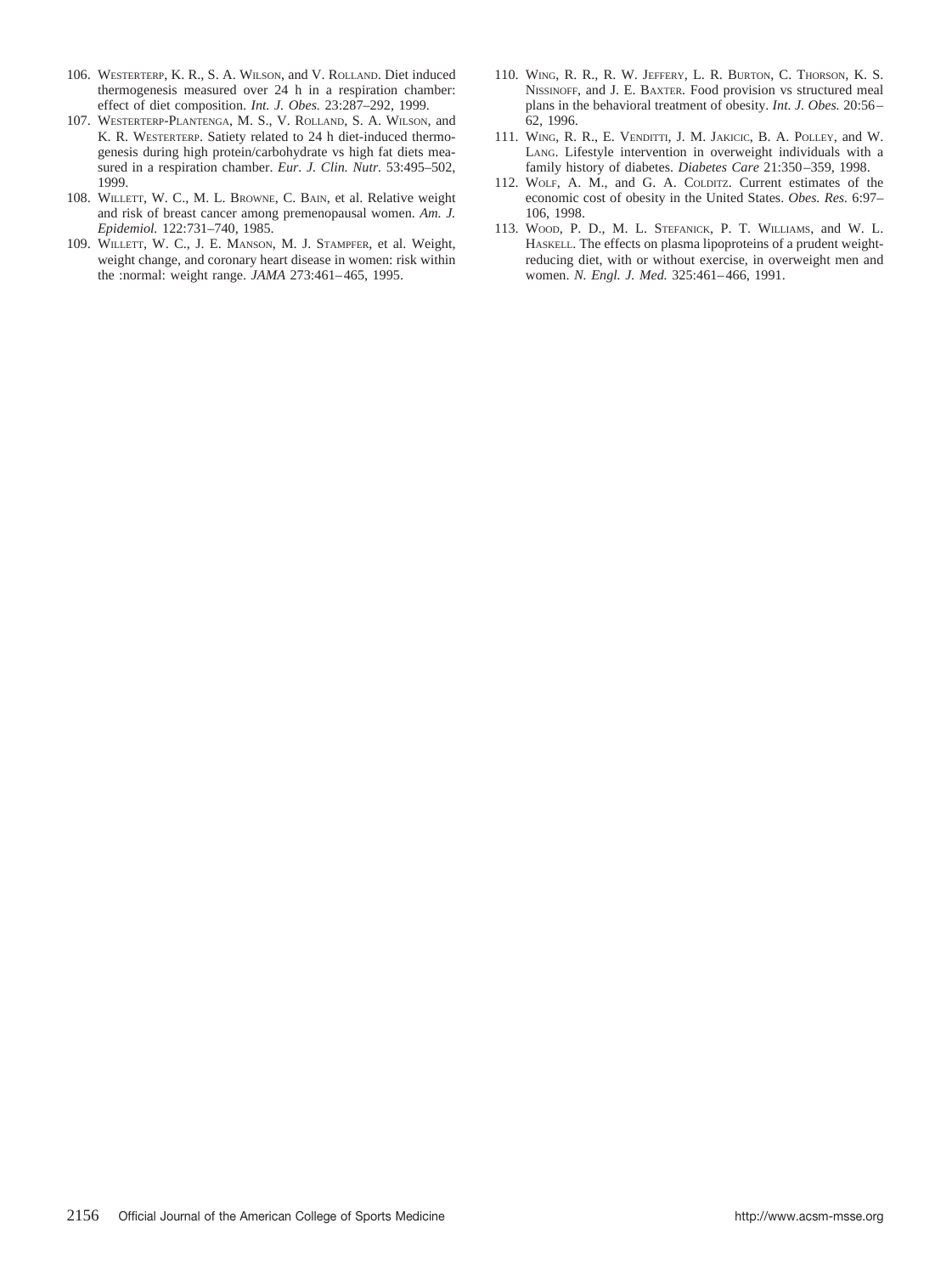106. WESTERTERP, K. R., S. A. WILSON, and V. ROLLAND. Diet induced thermogenesis measured over 24 h in a respiration chamber: effect of diet composition. *Int. J. Obes.* 23:287–292, 1999.
107. WESTERTERP-PLANTENGA, M. S., V. ROLLAND, S. A. WILSON, and K. R. WESTERTERP. Satiety related to 24 h diet-induced thermogenesis during high protein/carbohydrate vs high fat diets measured in a respiration chamber. *Eur. J. Clin. Nutr.* 53:495–502, 1999.
108. WILLETT, W. C., M. L. BROWNE, C. BAIN, et al. Relative weight and risk of breast cancer among premenopausal women. *Am. J. Epidemiol.* 122:731–740, 1985.
109. WILLETT, W. C., J. E. MANSON, M. J. STAMPFER, et al. Weight, weight change, and coronary heart disease in women: risk within the :normal: weight range. *JAMA* 273:461–465, 1995.
110. WING, R. R., R. W. JEFFERY, L. R. BURTON, C. THORSON, K. S. NISSINOFF, and J. E. BAXTER. Food provision vs structured meal plans in the behavioral treatment of obesity. *Int. J. Obes.* 20:56–62, 1996.
111. WING, R. R., E. VENDITTI, J. M. JAKICIC, B. A. POLLEY, and W. LANG. Lifestyle intervention in overweight individuals with a family history of diabetes. *Diabetes Care* 21:350–359, 1998.
112. WOLF, A. M., and G. A. COLDITZ. Current estimates of the economic cost of obesity in the United States. *Obes. Res.* 6:97–106, 1998.
113. WOOD, P. D., M. L. STEFANICK, P. T. WILLIAMS, and W. L. HASKELL. The effects on plasma lipoproteins of a prudent weight-reducing diet, with or without exercise, in overweight men and women. *N. Engl. J. Med.* 325:461–466, 1991.